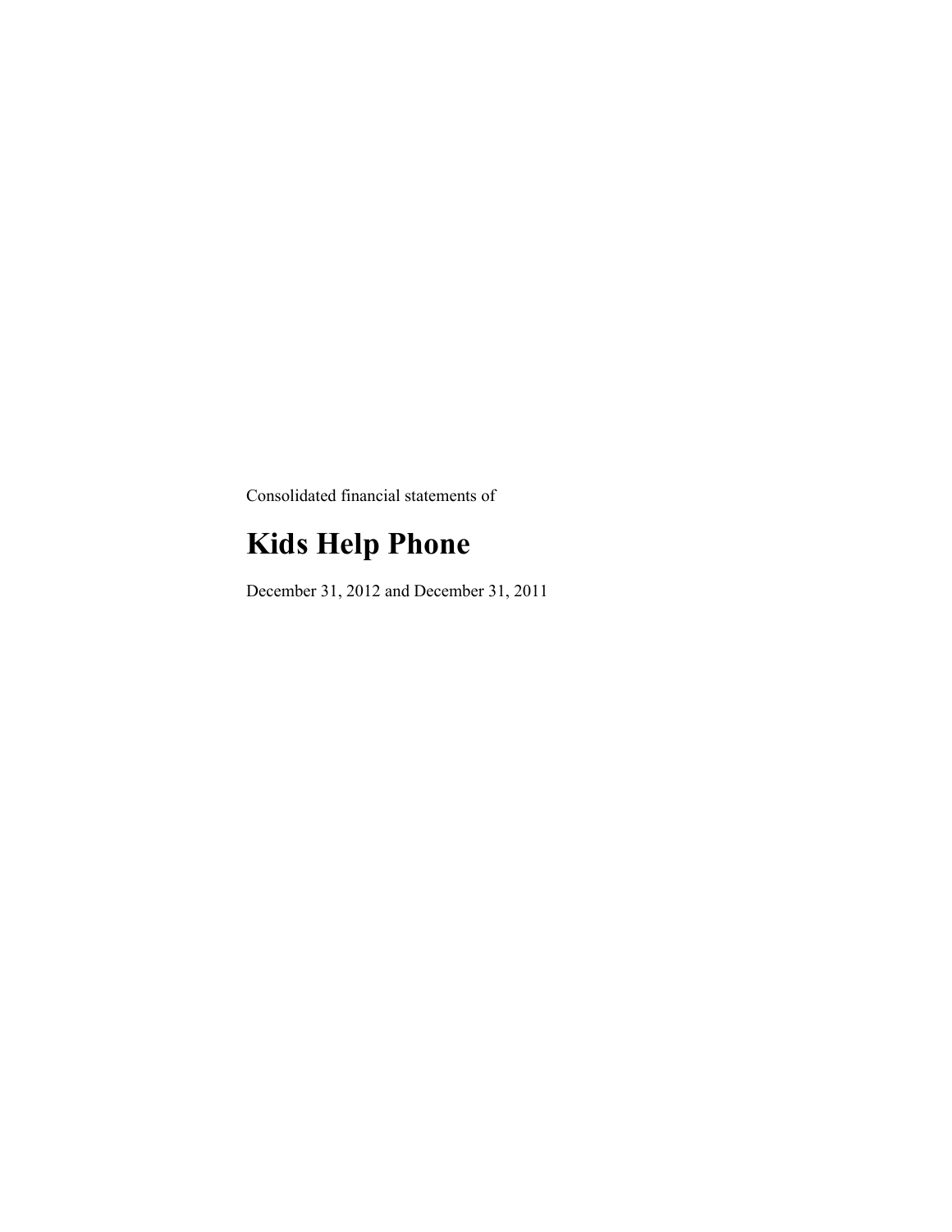Consolidated financial statements of

# Kids Help Phone

December 31, 2012 and December 31, 2011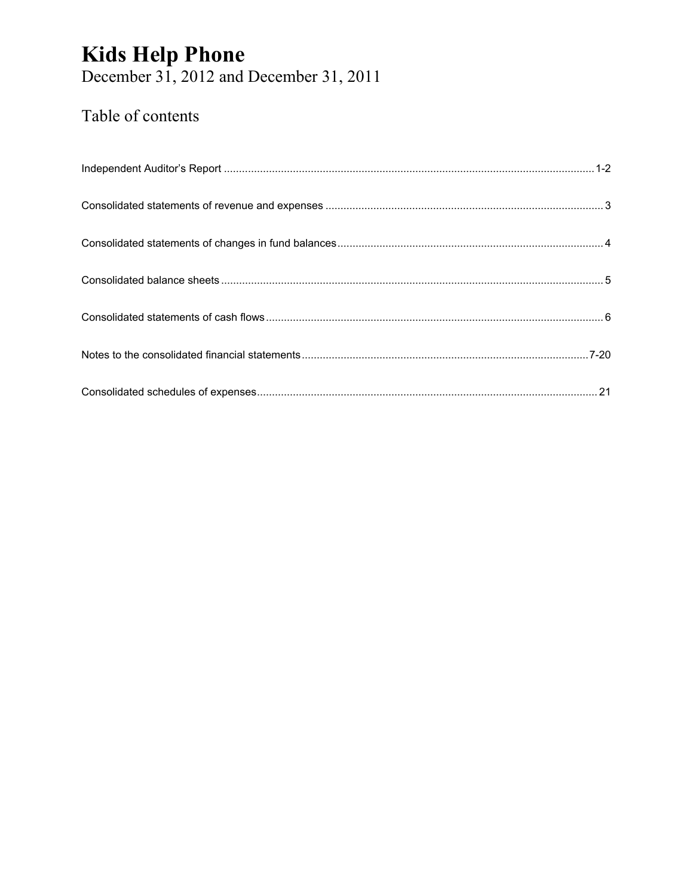# Kids Help Phone

December 31, 2012 and December 31, 2011

## Table of contents

| | |
|---|---|
| Independent Auditor's Report | 1-2 |
| Consolidated statements of revenue and expenses | 3 |
| Consolidated statements of changes in fund balances | 4 |
| Consolidated balance sheets | 5 |
| Consolidated statements of cash flows | 6 |
| Notes to the consolidated financial statements | 7-20 |
| Consolidated schedules of expenses | 21 |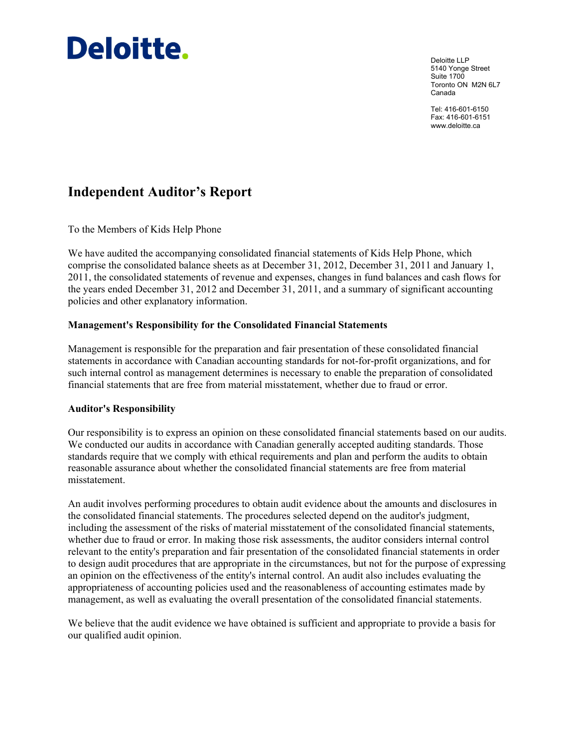Deloitte.

Deloitte LLP
5140 Yonge Street
Suite 1700
Toronto ON M2N 6L7
Canada

Tel: 416-601-6150
Fax: 416-601-6151
www.deloitte.ca

# Independent Auditor's Report

To the Members of Kids Help Phone

We have audited the accompanying consolidated financial statements of Kids Help Phone, which comprise the consolidated balance sheets as at December 31, 2012, December 31, 2011 and January 1, 2011, the consolidated statements of revenue and expenses, changes in fund balances and cash flows for the years ended December 31, 2012 and December 31, 2011, and a summary of significant accounting policies and other explanatory information.

### Management's Responsibility for the Consolidated Financial Statements

Management is responsible for the preparation and fair presentation of these consolidated financial statements in accordance with Canadian accounting standards for not-for-profit organizations, and for such internal control as management determines is necessary to enable the preparation of consolidated financial statements that are free from material misstatement, whether due to fraud or error.

### Auditor's Responsibility

Our responsibility is to express an opinion on these consolidated financial statements based on our audits. We conducted our audits in accordance with Canadian generally accepted auditing standards. Those standards require that we comply with ethical requirements and plan and perform the audits to obtain reasonable assurance about whether the consolidated financial statements are free from material misstatement.

An audit involves performing procedures to obtain audit evidence about the amounts and disclosures in the consolidated financial statements. The procedures selected depend on the auditor's judgment, including the assessment of the risks of material misstatement of the consolidated financial statements, whether due to fraud or error. In making those risk assessments, the auditor considers internal control relevant to the entity's preparation and fair presentation of the consolidated financial statements in order to design audit procedures that are appropriate in the circumstances, but not for the purpose of expressing an opinion on the effectiveness of the entity's internal control. An audit also includes evaluating the appropriateness of accounting policies used and the reasonableness of accounting estimates made by management, as well as evaluating the overall presentation of the consolidated financial statements.

We believe that the audit evidence we have obtained is sufficient and appropriate to provide a basis for our qualified audit opinion.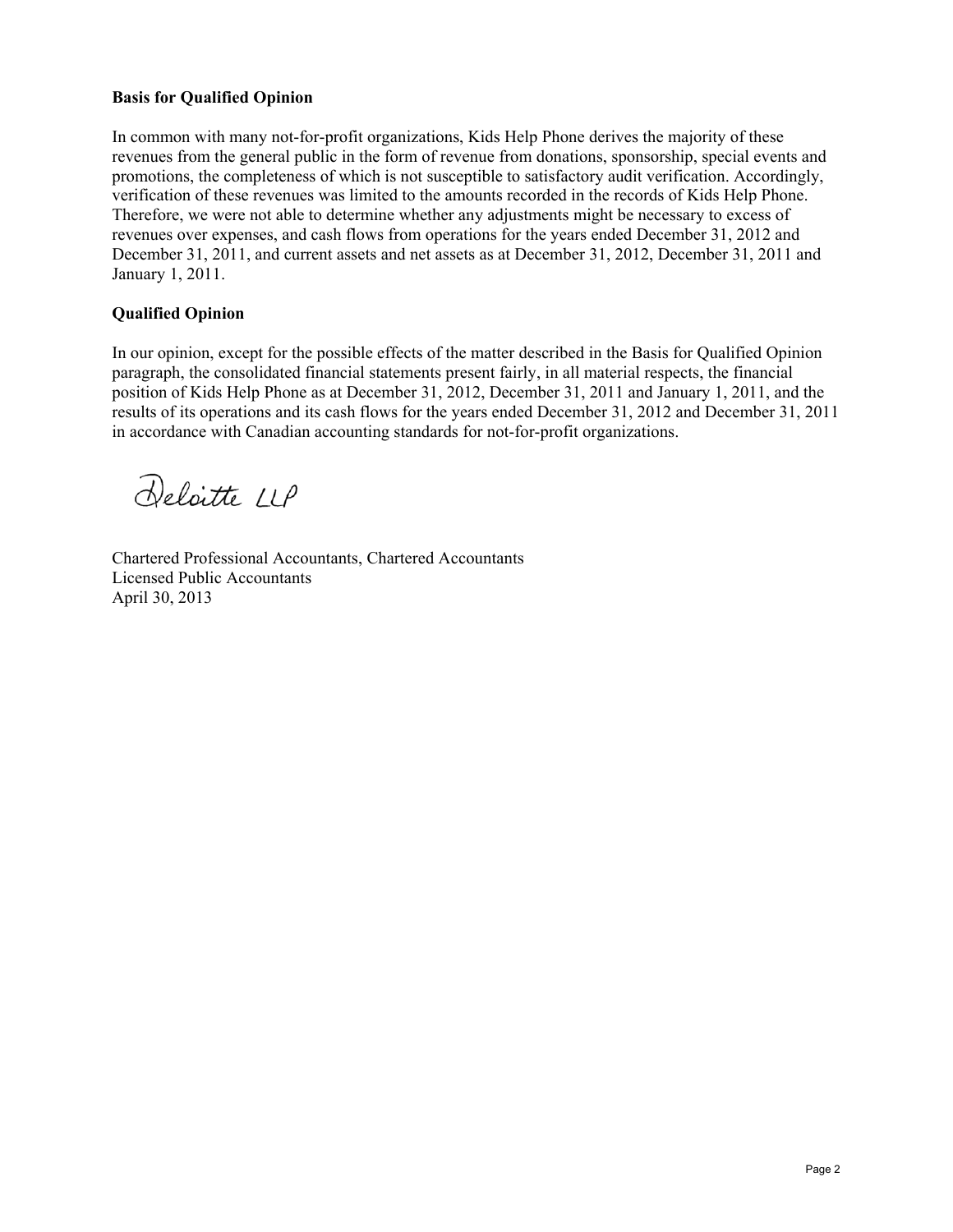**Basis for Qualified Opinion**

In common with many not-for-profit organizations, Kids Help Phone derives the majority of these revenues from the general public in the form of revenue from donations, sponsorship, special events and promotions, the completeness of which is not susceptible to satisfactory audit verification. Accordingly, verification of these revenues was limited to the amounts recorded in the records of Kids Help Phone. Therefore, we were not able to determine whether any adjustments might be necessary to excess of revenues over expenses, and cash flows from operations for the years ended December 31, 2012 and December 31, 2011, and current assets and net assets as at December 31, 2012, December 31, 2011 and January 1, 2011.

**Qualified Opinion**

In our opinion, except for the possible effects of the matter described in the Basis for Qualified Opinion paragraph, the consolidated financial statements present fairly, in all material respects, the financial position of Kids Help Phone as at December 31, 2012, December 31, 2011 and January 1, 2011, and the results of its operations and its cash flows for the years ended December 31, 2012 and December 31, 2011 in accordance with Canadian accounting standards for not-for-profit organizations.

Deloitte LLP

Chartered Professional Accountants, Chartered Accountants
Licensed Public Accountants
April 30, 2013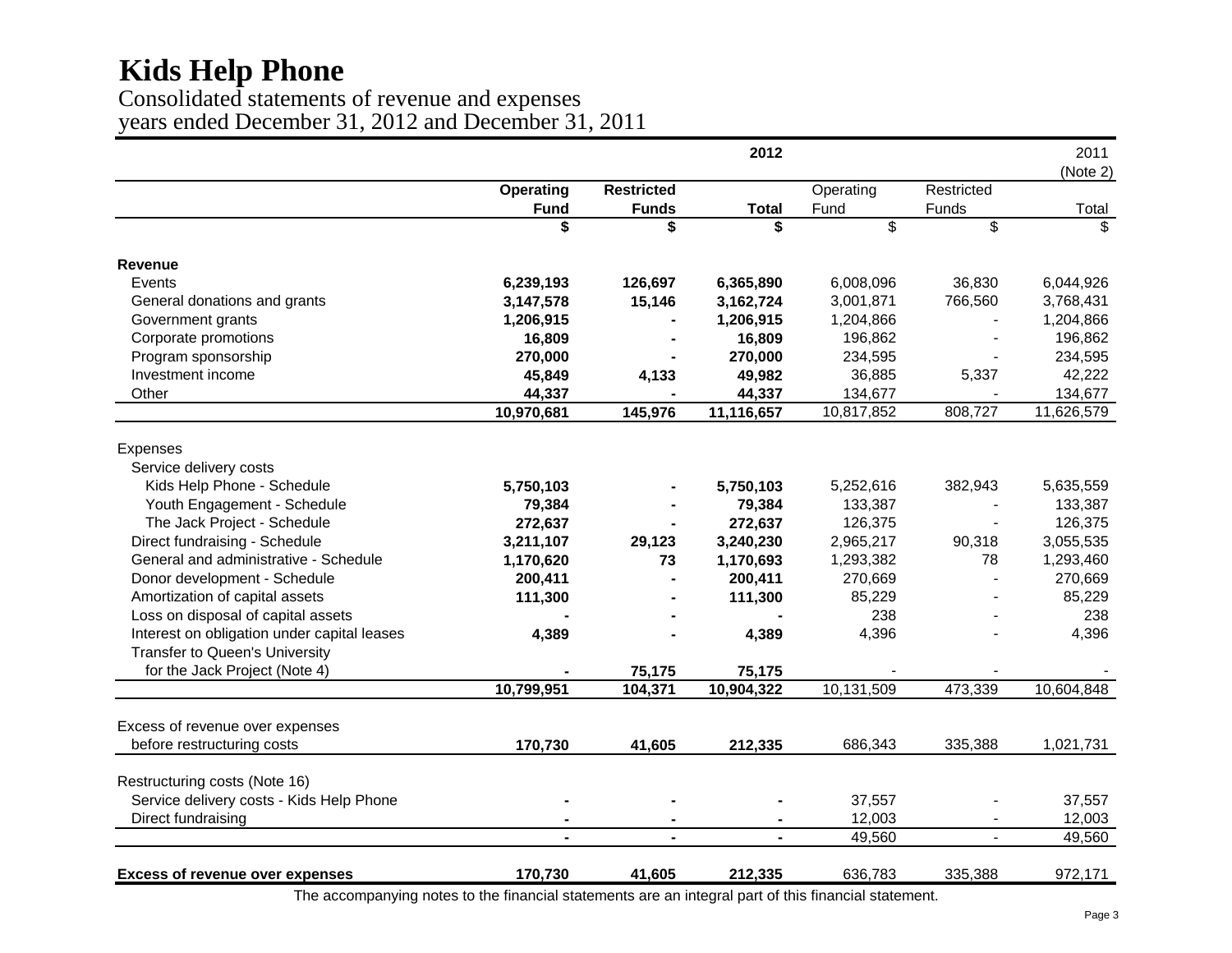# Kids Help Phone

Consolidated statements of revenue and expenses
years ended December 31, 2012 and December 31, 2011

| | 2012 | | | 2011 (Note 2) | | |
|---|---|---|---|---|---|---|
| | **Operating Fund** | **Restricted Funds** | **Total** | Operating Fund | Restricted Funds | Total |
| | **$** | **$** | **$** | $ | $ | $ |
| **Revenue** | | | | | | |
| Events | **6,239,193** | **126,697** | **6,365,890** | 6,008,096 | 36,830 | 6,044,926 |
| General donations and grants | **3,147,578** | **15,146** | **3,162,724** | 3,001,871 | 766,560 | 3,768,431 |
| Government grants | **1,206,915** | **-** | **1,206,915** | 1,204,866 | - | 1,204,866 |
| Corporate promotions | **16,809** | **-** | **16,809** | 196,862 | - | 196,862 |
| Program sponsorship | **270,000** | **-** | **270,000** | 234,595 | - | 234,595 |
| Investment income | **45,849** | **4,133** | **49,982** | 36,885 | 5,337 | 42,222 |
| Other | **44,337** | **-** | **44,337** | 134,677 | - | 134,677 |
| | **10,970,681** | **145,976** | **11,116,657** | 10,817,852 | 808,727 | 11,626,579 |
| Expenses | | | | | | |
| Service delivery costs | | | | | | |
| Kids Help Phone - Schedule | **5,750,103** | **-** | **5,750,103** | 5,252,616 | 382,943 | 5,635,559 |
| Youth Engagement - Schedule | **79,384** | **-** | **79,384** | 133,387 | - | 133,387 |
| The Jack Project - Schedule | **272,637** | **-** | **272,637** | 126,375 | - | 126,375 |
| Direct fundraising - Schedule | **3,211,107** | **29,123** | **3,240,230** | 2,965,217 | 90,318 | 3,055,535 |
| General and administrative - Schedule | **1,170,620** | **73** | **1,170,693** | 1,293,382 | 78 | 1,293,460 |
| Donor development - Schedule | **200,411** | **-** | **200,411** | 270,669 | - | 270,669 |
| Amortization of capital assets | **111,300** | **-** | **111,300** | 85,229 | - | 85,229 |
| Loss on disposal of capital assets | **-** | **-** | **-** | 238 | - | 238 |
| Interest on obligation under capital leases | **4,389** | **-** | **4,389** | 4,396 | - | 4,396 |
| Transfer to Queen's University for the Jack Project (Note 4) | **-** | **75,175** | **75,175** | - | - | - |
| | **10,799,951** | **104,371** | **10,904,322** | 10,131,509 | 473,339 | 10,604,848 |
| Excess of revenue over expenses before restructuring costs | **170,730** | **41,605** | **212,335** | 686,343 | 335,388 | 1,021,731 |
| Restructuring costs (Note 16) | | | | | | |
| Service delivery costs - Kids Help Phone | **-** | **-** | **-** | 37,557 | - | 37,557 |
| Direct fundraising | **-** | **-** | **-** | 12,003 | - | 12,003 |
| | **-** | **-** | **-** | 49,560 | - | 49,560 |
| **Excess of revenue over expenses** | **170,730** | **41,605** | **212,335** | 636,783 | 335,388 | 972,171 |

The accompanying notes to the financial statements are an integral part of this financial statement.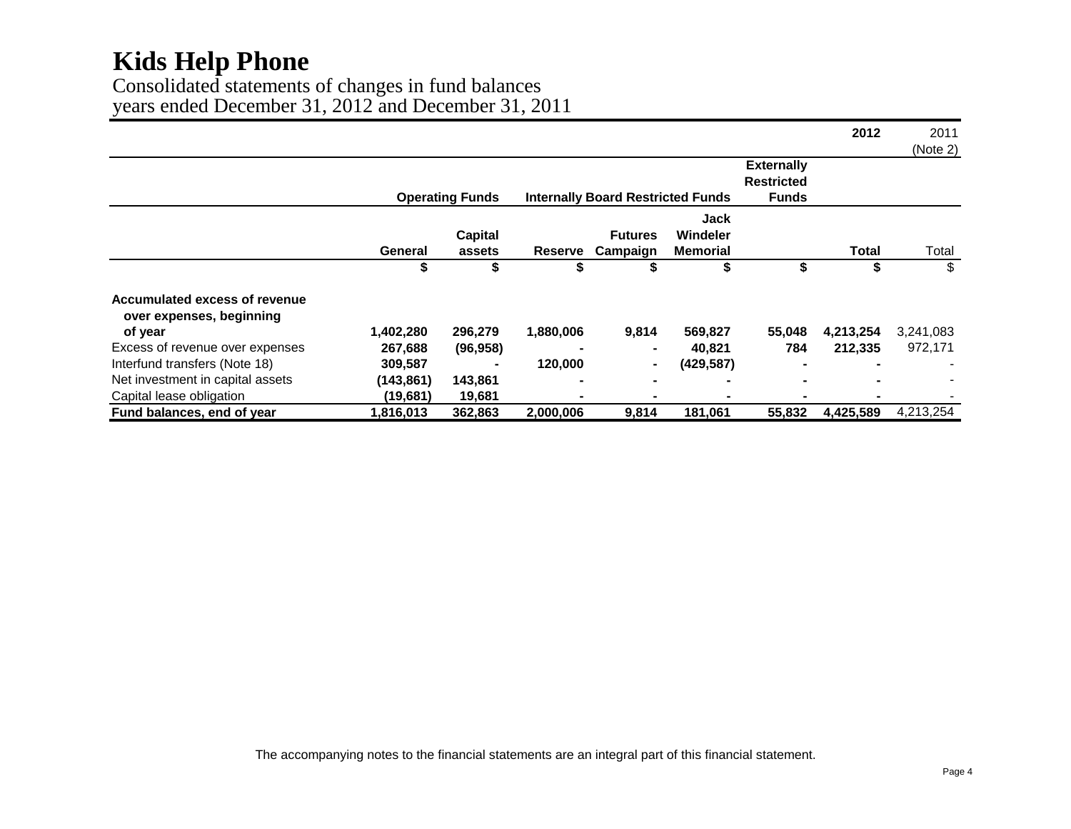# Kids Help Phone

Consolidated statements of changes in fund balances
years ended December 31, 2012 and December 31, 2011

| | Operating Funds | | Internally Board Restricted Funds | | | Externally Restricted Funds | 2012 | 2011 (Note 2) |
|---|---|---|---|---|---|---|---|---|
| | General | Capital assets | Reserve | Futures Campaign | Jack Windeler Memorial | | Total | Total |
| | $ | $ | $ | $ | $ | $ | $ | $ |
| **Accumulated excess of revenue over expenses, beginning of year** | 1,402,280 | 296,279 | 1,880,006 | 9,814 | 569,827 | 55,048 | 4,213,254 | 3,241,083 |
| Excess of revenue over expenses | 267,688 | (96,958) | - | - | 40,821 | 784 | 212,335 | 972,171 |
| Interfund transfers (Note 18) | 309,587 | - | 120,000 | - | (429,587) | - | - | - |
| Net investment in capital assets | (143,861) | 143,861 | - | - | - | - | - | - |
| Capital lease obligation | (19,681) | 19,681 | - | - | - | - | - | - |
| **Fund balances, end of year** | 1,816,013 | 362,863 | 2,000,006 | 9,814 | 181,061 | 55,832 | 4,425,589 | 4,213,254 |

The accompanying notes to the financial statements are an integral part of this financial statement.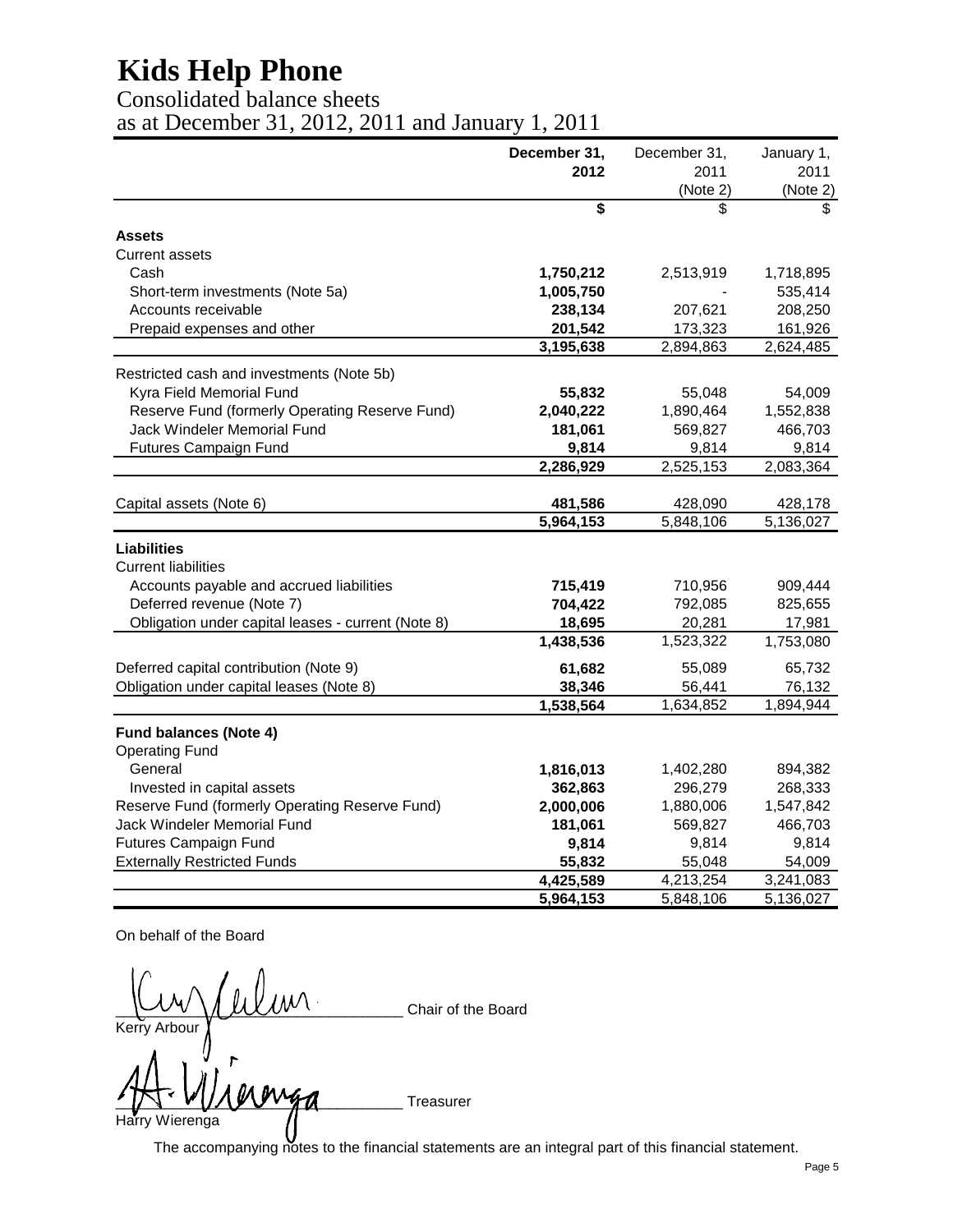# Kids Help Phone

## Consolidated balance sheets
## as at December 31, 2012, 2011 and January 1, 2011

| | December 31, 2012 | December 31, 2011 (Note 2) | January 1, 2011 (Note 2) |
|---|---|---|---|
| | **$** | $ | $ |
| **Assets** | | | |
| Current assets | | | |
| Cash | **1,750,212** | 2,513,919 | 1,718,895 |
| Short-term investments (Note 5a) | **1,005,750** | - | 535,414 |
| Accounts receivable | **238,134** | 207,621 | 208,250 |
| Prepaid expenses and other | **201,542** | 173,323 | 161,926 |
| | **3,195,638** | 2,894,863 | 2,624,485 |
| Restricted cash and investments (Note 5b) | | | |
| Kyra Field Memorial Fund | **55,832** | 55,048 | 54,009 |
| Reserve Fund (formerly Operating Reserve Fund) | **2,040,222** | 1,890,464 | 1,552,838 |
| Jack Windeler Memorial Fund | **181,061** | 569,827 | 466,703 |
| Futures Campaign Fund | **9,814** | 9,814 | 9,814 |
| | **2,286,929** | 2,525,153 | 2,083,364 |
| Capital assets (Note 6) | **481,586** | 428,090 | 428,178 |
| | **5,964,153** | 5,848,106 | 5,136,027 |
| **Liabilities** | | | |
| Current liabilities | | | |
| Accounts payable and accrued liabilities | **715,419** | 710,956 | 909,444 |
| Deferred revenue (Note 7) | **704,422** | 792,085 | 825,655 |
| Obligation under capital leases - current (Note 8) | **18,695** | 20,281 | 17,981 |
| | **1,438,536** | 1,523,322 | 1,753,080 |
| Deferred capital contribution (Note 9) | **61,682** | 55,089 | 65,732 |
| Obligation under capital leases (Note 8) | **38,346** | 56,441 | 76,132 |
| | **1,538,564** | 1,634,852 | 1,894,944 |
| **Fund balances (Note 4)** | | | |
| Operating Fund | | | |
| General | **1,816,013** | 1,402,280 | 894,382 |
| Invested in capital assets | **362,863** | 296,279 | 268,333 |
| Reserve Fund (formerly Operating Reserve Fund) | **2,000,006** | 1,880,006 | 1,547,842 |
| Jack Windeler Memorial Fund | **181,061** | 569,827 | 466,703 |
| Futures Campaign Fund | **9,814** | 9,814 | 9,814 |
| Externally Restricted Funds | **55,832** | 55,048 | 54,009 |
| | **4,425,589** | 4,213,254 | 3,241,083 |
| | **5,964,153** | 5,848,106 | 5,136,027 |

On behalf of the Board

_____________________________ Chair of the Board
Kerry Arbour

_____________________________ Treasurer
Harry Wierenga

The accompanying notes to the financial statements are an integral part of this financial statement.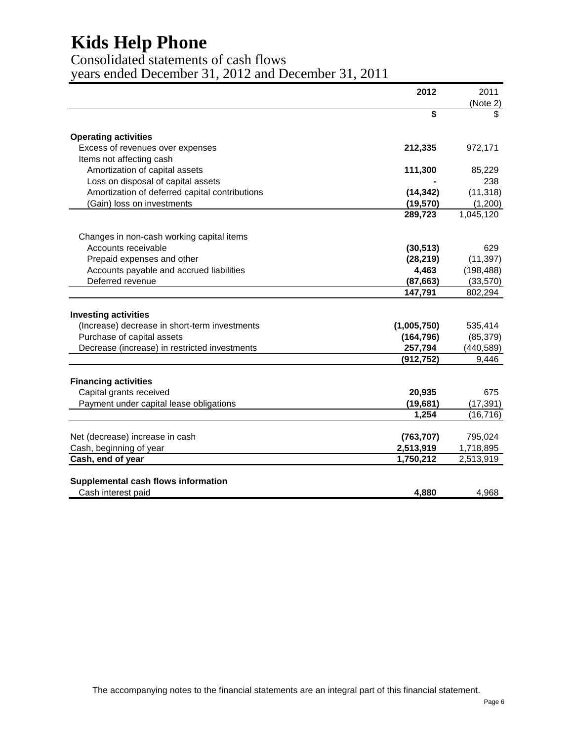# Kids Help Phone

Consolidated statements of cash flows
years ended December 31, 2012 and December 31, 2011

| | 2012 | 2011 (Note 2) |
|---|---|---|
| | $ | $ |
| **Operating activities** | | |
| Excess of revenues over expenses | **212,335** | 972,171 |
| Items not affecting cash | | |
| Amortization of capital assets | **111,300** | 85,229 |
| Loss on disposal of capital assets | **-** | 238 |
| Amortization of deferred capital contributions | **(14,342)** | (11,318) |
| (Gain) loss on investments | **(19,570)** | (1,200) |
| | **289,723** | 1,045,120 |
| Changes in non-cash working capital items | | |
| Accounts receivable | **(30,513)** | 629 |
| Prepaid expenses and other | **(28,219)** | (11,397) |
| Accounts payable and accrued liabilities | **4,463** | (198,488) |
| Deferred revenue | **(87,663)** | (33,570) |
| | **147,791** | 802,294 |
| **Investing activities** | | |
| (Increase) decrease in short-term investments | **(1,005,750)** | 535,414 |
| Purchase of capital assets | **(164,796)** | (85,379) |
| Decrease (increase) in restricted investments | **257,794** | (440,589) |
| | **(912,752)** | 9,446 |
| **Financing activities** | | |
| Capital grants received | **20,935** | 675 |
| Payment under capital lease obligations | **(19,681)** | (17,391) |
| | **1,254** | (16,716) |
| Net (decrease) increase in cash | **(763,707)** | 795,024 |
| Cash, beginning of year | **2,513,919** | 1,718,895 |
| **Cash, end of year** | **1,750,212** | 2,513,919 |
| **Supplemental cash flows information** | | |
| Cash interest paid | **4,880** | 4,968 |

The accompanying notes to the financial statements are an integral part of this financial statement.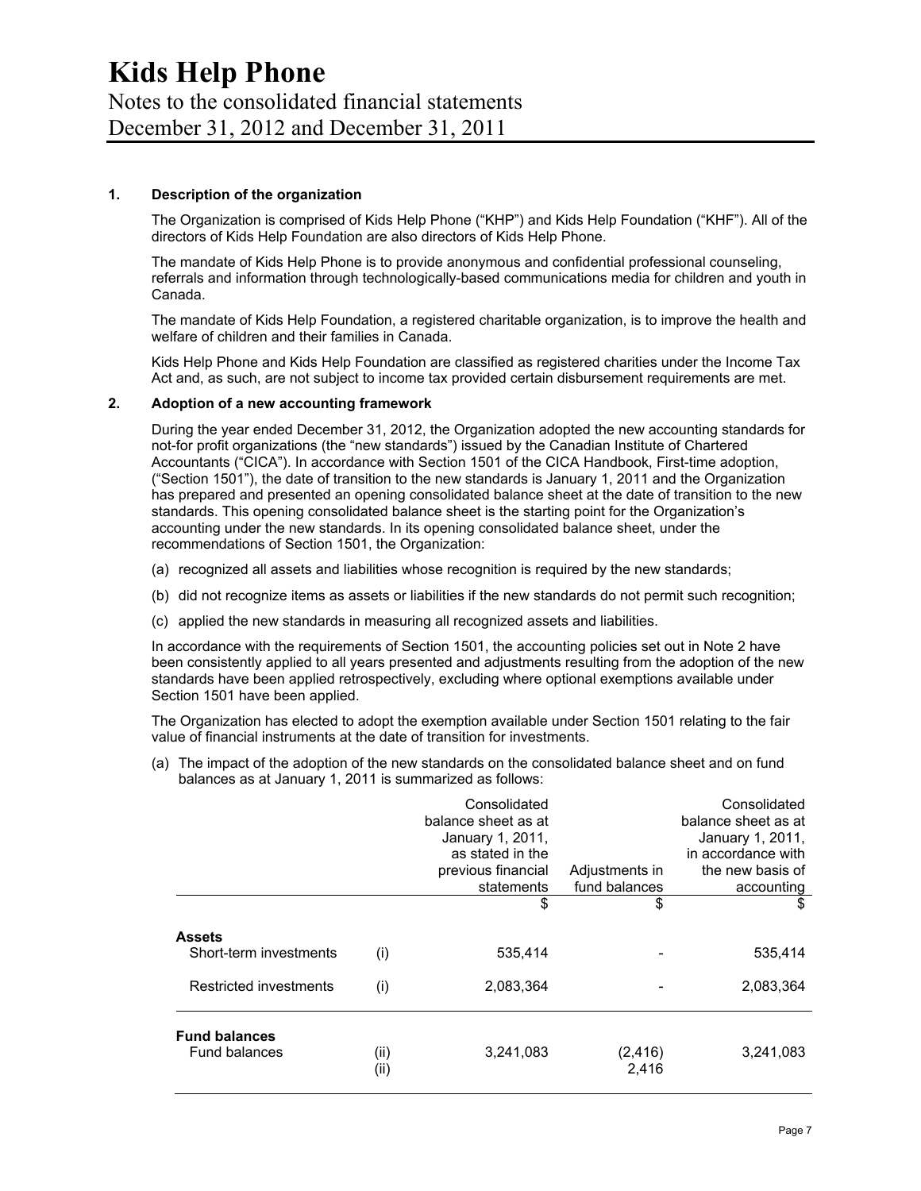# Kids Help Phone

Notes to the consolidated financial statements
December 31, 2012 and December 31, 2011

**1. Description of the organization**

The Organization is comprised of Kids Help Phone ("KHP") and Kids Help Foundation ("KHF"). All of the directors of Kids Help Foundation are also directors of Kids Help Phone.

The mandate of Kids Help Phone is to provide anonymous and confidential professional counseling, referrals and information through technologically-based communications media for children and youth in Canada.

The mandate of Kids Help Foundation, a registered charitable organization, is to improve the health and welfare of children and their families in Canada.

Kids Help Phone and Kids Help Foundation are classified as registered charities under the Income Tax Act and, as such, are not subject to income tax provided certain disbursement requirements are met.

**2. Adoption of a new accounting framework**

During the year ended December 31, 2012, the Organization adopted the new accounting standards for not-for profit organizations (the "new standards") issued by the Canadian Institute of Chartered Accountants ("CICA"). In accordance with Section 1501 of the CICA Handbook, First-time adoption, ("Section 1501"), the date of transition to the new standards is January 1, 2011 and the Organization has prepared and presented an opening consolidated balance sheet at the date of transition to the new standards. This opening consolidated balance sheet is the starting point for the Organization's accounting under the new standards. In its opening consolidated balance sheet, under the recommendations of Section 1501, the Organization:

(a) recognized all assets and liabilities whose recognition is required by the new standards;

(b) did not recognize items as assets or liabilities if the new standards do not permit such recognition;

(c) applied the new standards in measuring all recognized assets and liabilities.

In accordance with the requirements of Section 1501, the accounting policies set out in Note 2 have been consistently applied to all years presented and adjustments resulting from the adoption of the new standards have been applied retrospectively, excluding where optional exemptions available under Section 1501 have been applied.

The Organization has elected to adopt the exemption available under Section 1501 relating to the fair value of financial instruments at the date of transition for investments.

(a) The impact of the adoption of the new standards on the consolidated balance sheet and on fund balances as at January 1, 2011 is summarized as follows:

| | | Consolidated balance sheet as at January 1, 2011, as stated in the previous financial statements | Adjustments in fund balances | Consolidated balance sheet as at January 1, 2011, in accordance with the new basis of accounting |
|---|---|---|---|---|
| | | $ | $ | $ |
| **Assets** | | | | |
| Short-term investments | (i) | 535,414 | - | 535,414 |
| Restricted investments | (i) | 2,083,364 | - | 2,083,364 |
| **Fund balances** | | | | |
| Fund balances | (ii) | 3,241,083 | (2,416) | 3,241,083 |
| | (ii) | | 2,416 | |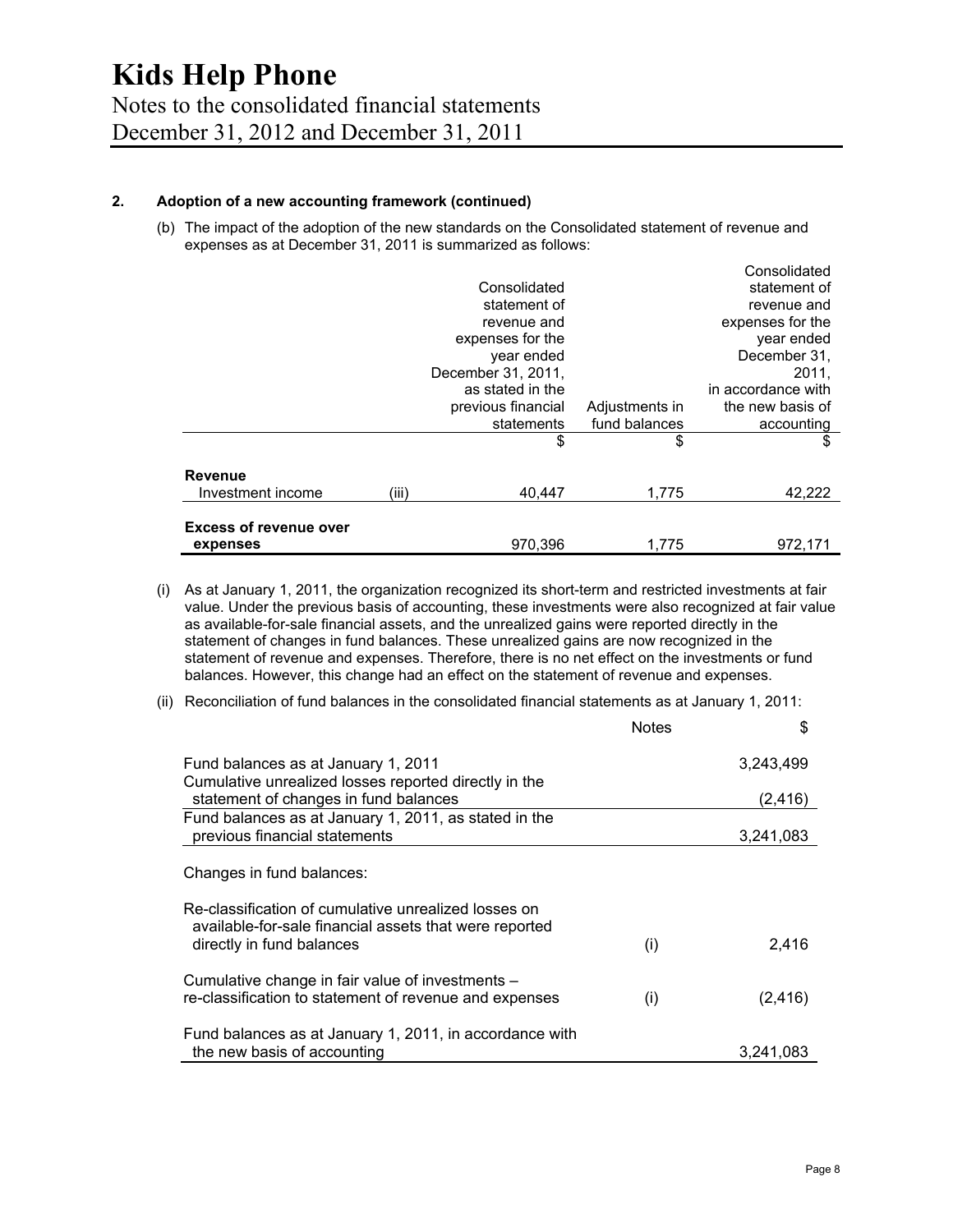# Kids Help Phone

Notes to the consolidated financial statements
December 31, 2012 and December 31, 2011

**2. Adoption of a new accounting framework (continued)**

(b) The impact of the adoption of the new standards on the Consolidated statement of revenue and expenses as at December 31, 2011 is summarized as follows:

| | | Consolidated statement of revenue and expenses for the year ended December 31, 2011, as stated in the previous financial statements | Adjustments in fund balances | Consolidated statement of revenue and expenses for the year ended December 31, 2011, in accordance with the new basis of accounting |
|---|---|---|---|---|
| | | $ | $ | $ |
| **Revenue** | | | | |
| Investment income | (iii) | 40,447 | 1,775 | 42,222 |
| **Excess of revenue over expenses** | | 970,396 | 1,775 | 972,171 |

(i) As at January 1, 2011, the organization recognized its short-term and restricted investments at fair value. Under the previous basis of accounting, these investments were also recognized at fair value as available-for-sale financial assets, and the unrealized gains were reported directly in the statement of changes in fund balances. These unrealized gains are now recognized in the statement of revenue and expenses. Therefore, there is no net effect on the investments or fund balances. However, this change had an effect on the statement of revenue and expenses.

(ii) Reconciliation of fund balances in the consolidated financial statements as at January 1, 2011:

| | Notes | $ |
|---|---|---|
| Fund balances as at January 1, 2011 | | 3,243,499 |
| Cumulative unrealized losses reported directly in the statement of changes in fund balances | | (2,416) |
| Fund balances as at January 1, 2011, as stated in the previous financial statements | | 3,241,083 |
| Changes in fund balances: | | |
| Re-classification of cumulative unrealized losses on available-for-sale financial assets that were reported directly in fund balances | (i) | 2,416 |
| Cumulative change in fair value of investments – re-classification to statement of revenue and expenses | (i) | (2,416) |
| Fund balances as at January 1, 2011, in accordance with the new basis of accounting | | 3,241,083 |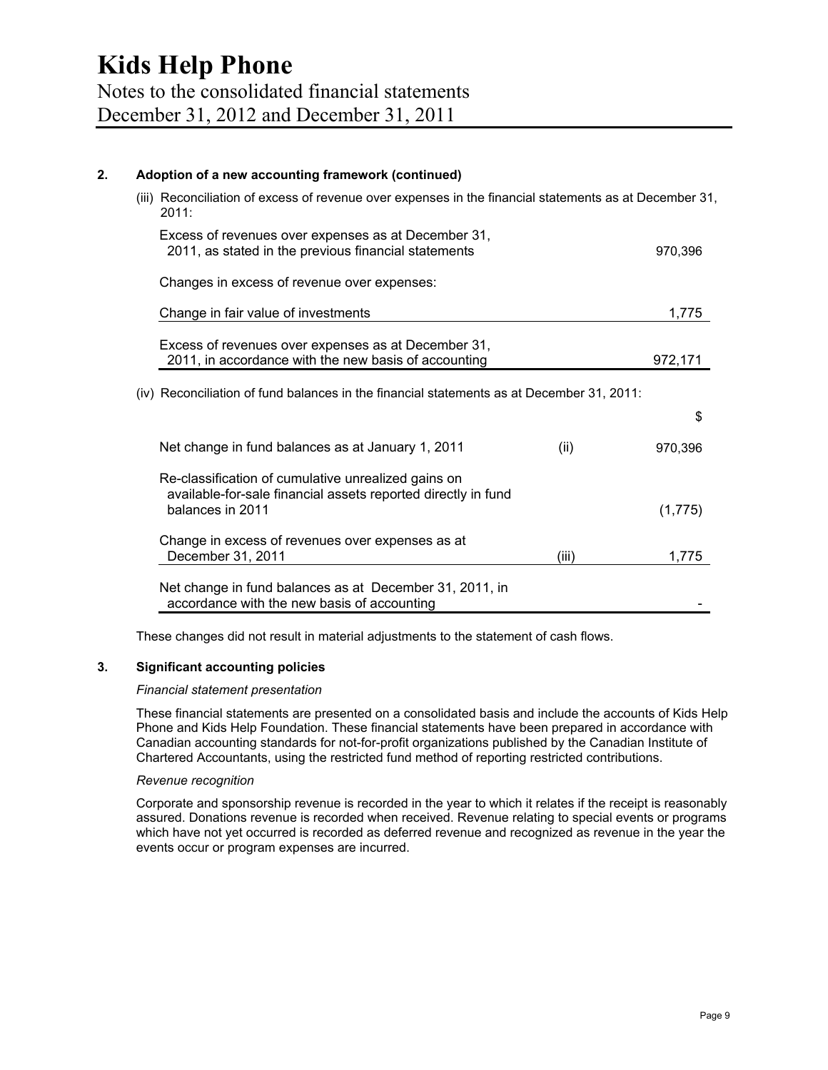## 2. Adoption of a new accounting framework (continued)

(iii) Reconciliation of excess of revenue over expenses in the financial statements as at December 31, 2011:

| | |
|---|---|
| Excess of revenues over expenses as at December 31, 2011, as stated in the previous financial statements | 970,396 |
| Changes in excess of revenue over expenses: | |
| Change in fair value of investments | 1,775 |
| Excess of revenues over expenses as at December 31, 2011, in accordance with the new basis of accounting | 972,171 |

(iv) Reconciliation of fund balances in the financial statements as at December 31, 2011:

| | | $ |
|---|---|---|
| Net change in fund balances as at January 1, 2011 | (ii) | 970,396 |
| Re-classification of cumulative unrealized gains on available-for-sale financial assets reported directly in fund balances in 2011 | | (1,775) |
| Change in excess of revenues over expenses as at December 31, 2011 | (iii) | 1,775 |
| Net change in fund balances as at December 31, 2011, in accordance with the new basis of accounting | | - |

These changes did not result in material adjustments to the statement of cash flows.

## 3. Significant accounting policies

*Financial statement presentation*

These financial statements are presented on a consolidated basis and include the accounts of Kids Help Phone and Kids Help Foundation. These financial statements have been prepared in accordance with Canadian accounting standards for not-for-profit organizations published by the Canadian Institute of Chartered Accountants, using the restricted fund method of reporting restricted contributions.

*Revenue recognition*

Corporate and sponsorship revenue is recorded in the year to which it relates if the receipt is reasonably assured. Donations revenue is recorded when received. Revenue relating to special events or programs which have not yet occurred is recorded as deferred revenue and recognized as revenue in the year the events occur or program expenses are incurred.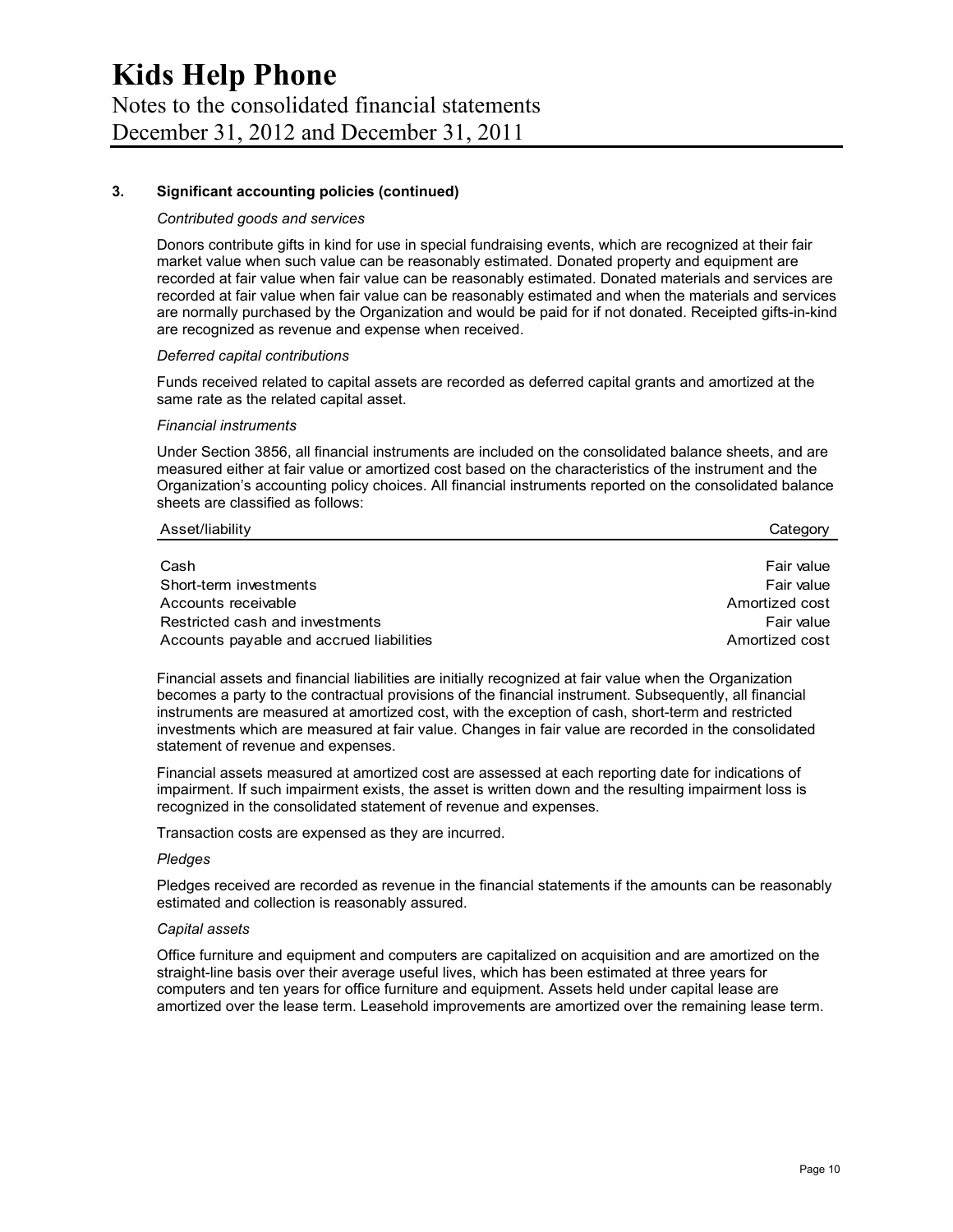# Kids Help Phone

Notes to the consolidated financial statements
December 31, 2012 and December 31, 2011

**3. Significant accounting policies (continued)**

*Contributed goods and services*

Donors contribute gifts in kind for use in special fundraising events, which are recognized at their fair market value when such value can be reasonably estimated. Donated property and equipment are recorded at fair value when fair value can be reasonably estimated. Donated materials and services are recorded at fair value when fair value can be reasonably estimated and when the materials and services are normally purchased by the Organization and would be paid for if not donated. Receipted gifts-in-kind are recognized as revenue and expense when received.

*Deferred capital contributions*

Funds received related to capital assets are recorded as deferred capital grants and amortized at the same rate as the related capital asset.

*Financial instruments*

Under Section 3856, all financial instruments are included on the consolidated balance sheets, and are measured either at fair value or amortized cost based on the characteristics of the instrument and the Organization's accounting policy choices. All financial instruments reported on the consolidated balance sheets are classified as follows:

| Asset/liability | Category |
|---|---|
| Cash | Fair value |
| Short-term investments | Fair value |
| Accounts receivable | Amortized cost |
| Restricted cash and investments | Fair value |
| Accounts payable and accrued liabilities | Amortized cost |

Financial assets and financial liabilities are initially recognized at fair value when the Organization becomes a party to the contractual provisions of the financial instrument. Subsequently, all financial instruments are measured at amortized cost, with the exception of cash, short-term and restricted investments which are measured at fair value. Changes in fair value are recorded in the consolidated statement of revenue and expenses.

Financial assets measured at amortized cost are assessed at each reporting date for indications of impairment. If such impairment exists, the asset is written down and the resulting impairment loss is recognized in the consolidated statement of revenue and expenses.

Transaction costs are expensed as they are incurred.

*Pledges*

Pledges received are recorded as revenue in the financial statements if the amounts can be reasonably estimated and collection is reasonably assured.

*Capital assets*

Office furniture and equipment and computers are capitalized on acquisition and are amortized on the straight-line basis over their average useful lives, which has been estimated at three years for computers and ten years for office furniture and equipment. Assets held under capital lease are amortized over the lease term. Leasehold improvements are amortized over the remaining lease term.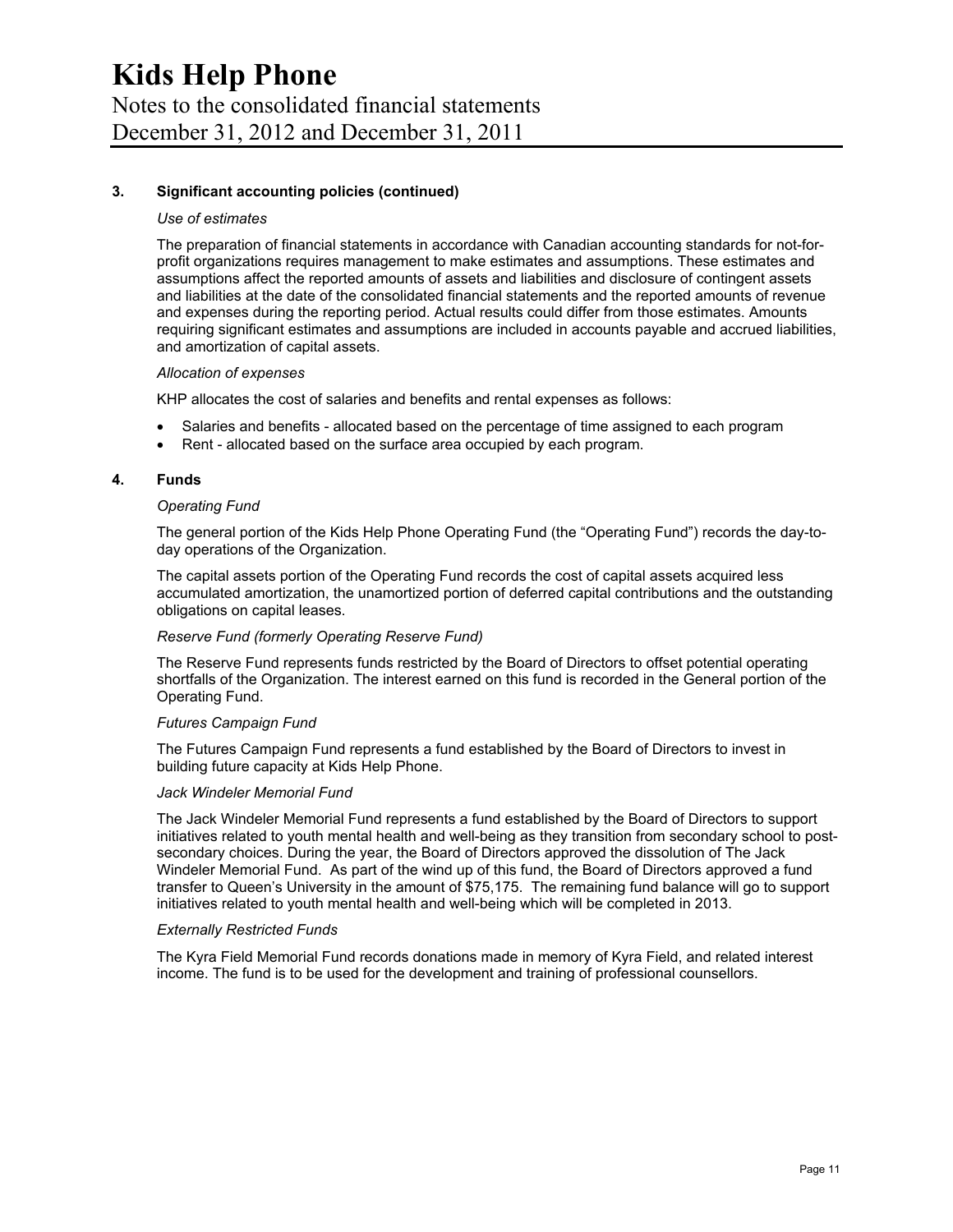# Kids Help Phone

Notes to the consolidated financial statements
December 31, 2012 and December 31, 2011

## 3. Significant accounting policies (continued)

*Use of estimates*

The preparation of financial statements in accordance with Canadian accounting standards for not-for-profit organizations requires management to make estimates and assumptions. These estimates and assumptions affect the reported amounts of assets and liabilities and disclosure of contingent assets and liabilities at the date of the consolidated financial statements and the reported amounts of revenue and expenses during the reporting period. Actual results could differ from those estimates. Amounts requiring significant estimates and assumptions are included in accounts payable and accrued liabilities, and amortization of capital assets.

*Allocation of expenses*

KHP allocates the cost of salaries and benefits and rental expenses as follows:

- Salaries and benefits - allocated based on the percentage of time assigned to each program
- Rent - allocated based on the surface area occupied by each program.

## 4. Funds

*Operating Fund*

The general portion of the Kids Help Phone Operating Fund (the "Operating Fund") records the day-to-day operations of the Organization.

The capital assets portion of the Operating Fund records the cost of capital assets acquired less accumulated amortization, the unamortized portion of deferred capital contributions and the outstanding obligations on capital leases.

*Reserve Fund (formerly Operating Reserve Fund)*

The Reserve Fund represents funds restricted by the Board of Directors to offset potential operating shortfalls of the Organization. The interest earned on this fund is recorded in the General portion of the Operating Fund.

*Futures Campaign Fund*

The Futures Campaign Fund represents a fund established by the Board of Directors to invest in building future capacity at Kids Help Phone.

*Jack Windeler Memorial Fund*

The Jack Windeler Memorial Fund represents a fund established by the Board of Directors to support initiatives related to youth mental health and well-being as they transition from secondary school to post-secondary choices. During the year, the Board of Directors approved the dissolution of The Jack Windeler Memorial Fund. As part of the wind up of this fund, the Board of Directors approved a fund transfer to Queen's University in the amount of $75,175. The remaining fund balance will go to support initiatives related to youth mental health and well-being which will be completed in 2013.

*Externally Restricted Funds*

The Kyra Field Memorial Fund records donations made in memory of Kyra Field, and related interest income. The fund is to be used for the development and training of professional counsellors.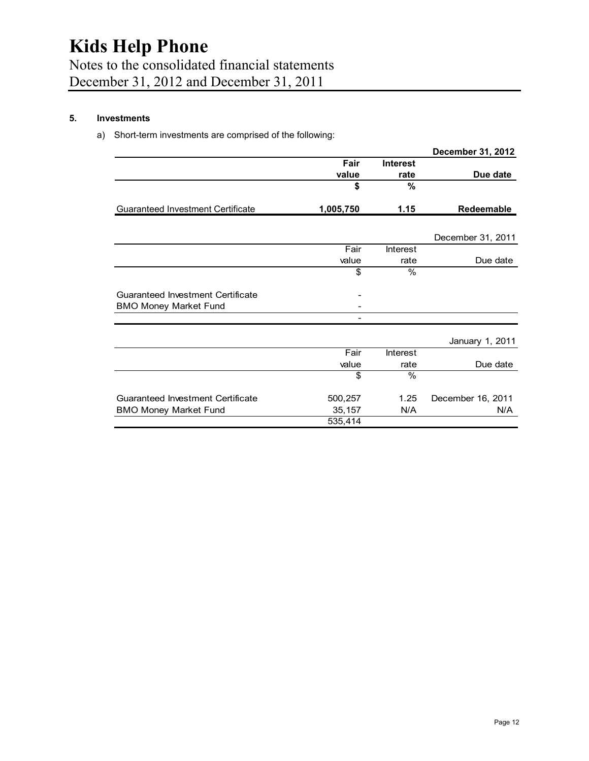# Kids Help Phone

Notes to the consolidated financial statements
December 31, 2012 and December 31, 2011

## 5. Investments

a) Short-term investments are comprised of the following:

| | | | **December 31, 2012** |
|---|---|---|---|
| | **Fair value** | **Interest rate** | **Due date** |
| | **$** | **%** | |
| Guaranteed Investment Certificate | **1,005,750** | **1.15** | **Redeemable** |

| | | | December 31, 2011 |
|---|---|---|---|
| | Fair value | Interest rate | Due date |
| | $ | % | |
| Guaranteed Investment Certificate | - | | |
| BMO Money Market Fund | - | | |
| | - | | |

| | | | January 1, 2011 |
|---|---|---|---|
| | Fair value | Interest rate | Due date |
| | $ | % | |
| Guaranteed Investment Certificate | 500,257 | 1.25 | December 16, 2011 |
| BMO Money Market Fund | 35,157 | N/A | N/A |
| | 535,414 | | |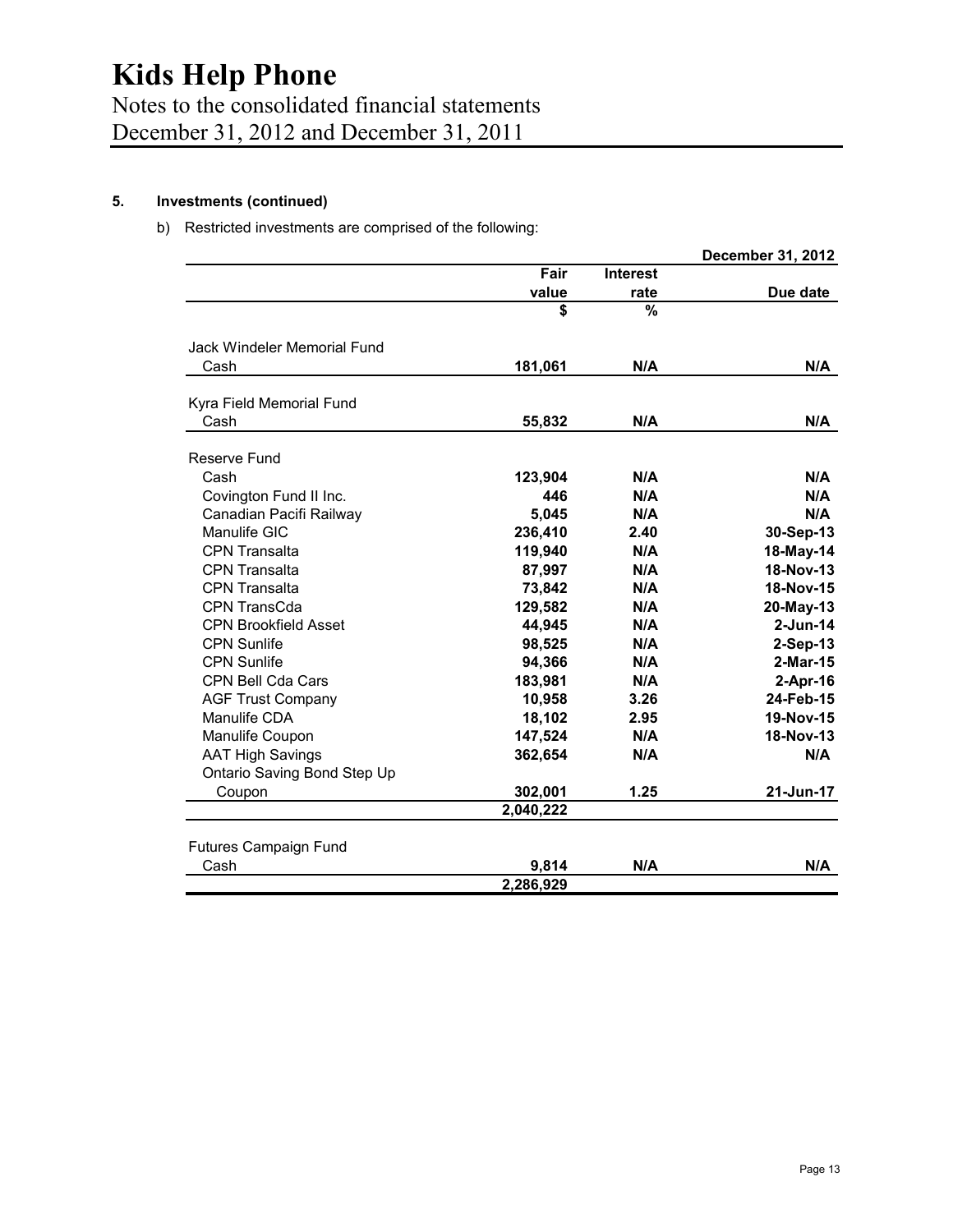# Kids Help Phone

Notes to the consolidated financial statements
December 31, 2012 and December 31, 2011

## 5. Investments (continued)

b) Restricted investments are comprised of the following:

| | | | December 31, 2012 |
|---|---|---|---|
| | Fair value | Interest rate | Due date |
| | $ | % | |
| **Jack Windeler Memorial Fund** | | | |
| Cash | 181,061 | N/A | N/A |
| **Kyra Field Memorial Fund** | | | |
| Cash | 55,832 | N/A | N/A |
| **Reserve Fund** | | | |
| Cash | 123,904 | N/A | N/A |
| Covington Fund II Inc. | 446 | N/A | N/A |
| Canadian Pacifi Railway | 5,045 | N/A | N/A |
| Manulife GIC | 236,410 | 2.40 | 30-Sep-13 |
| CPN Transalta | 119,940 | N/A | 18-May-14 |
| CPN Transalta | 87,997 | N/A | 18-Nov-13 |
| CPN Transalta | 73,842 | N/A | 18-Nov-15 |
| CPN TransCda | 129,582 | N/A | 20-May-13 |
| CPN Brookfield Asset | 44,945 | N/A | 2-Jun-14 |
| CPN Sunlife | 98,525 | N/A | 2-Sep-13 |
| CPN Sunlife | 94,366 | N/A | 2-Mar-15 |
| CPN Bell Cda Cars | 183,981 | N/A | 2-Apr-16 |
| AGF Trust Company | 10,958 | 3.26 | 24-Feb-15 |
| Manulife CDA | 18,102 | 2.95 | 19-Nov-15 |
| Manulife Coupon | 147,524 | N/A | 18-Nov-13 |
| AAT High Savings | 362,654 | N/A | N/A |
| Ontario Saving Bond Step Up Coupon | 302,001 | 1.25 | 21-Jun-17 |
| | 2,040,222 | | |
| **Futures Campaign Fund** | | | |
| Cash | 9,814 | N/A | N/A |
| | 2,286,929 | | |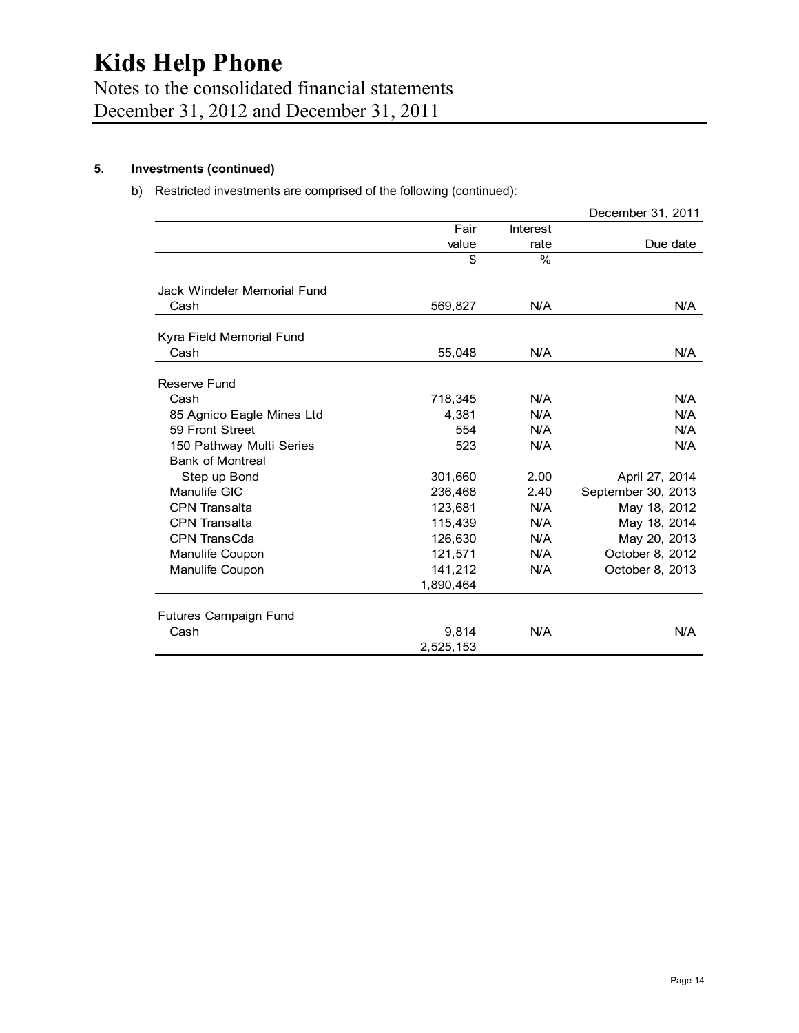# Kids Help Phone

Notes to the consolidated financial statements
December 31, 2012 and December 31, 2011

## 5. Investments (continued)

b) Restricted investments are comprised of the following (continued):

| | | | December 31, 2011 |
|---|---|---|---|
| | Fair value | Interest rate | Due date |
| | $ | % | |
| **Jack Windeler Memorial Fund** | | | |
| Cash | 569,827 | N/A | N/A |
| **Kyra Field Memorial Fund** | | | |
| Cash | 55,048 | N/A | N/A |
| **Reserve Fund** | | | |
| Cash | 718,345 | N/A | N/A |
| 85 Agnico Eagle Mines Ltd | 4,381 | N/A | N/A |
| 59 Front Street | 554 | N/A | N/A |
| 150 Pathway Multi Series | 523 | N/A | N/A |
| Bank of Montreal Step up Bond | 301,660 | 2.00 | April 27, 2014 |
| Manulife GIC | 236,468 | 2.40 | September 30, 2013 |
| CPN Transalta | 123,681 | N/A | May 18, 2012 |
| CPN Transalta | 115,439 | N/A | May 18, 2014 |
| CPN TransCda | 126,630 | N/A | May 20, 2013 |
| Manulife Coupon | 121,571 | N/A | October 8, 2012 |
| Manulife Coupon | 141,212 | N/A | October 8, 2013 |
| | 1,890,464 | | |
| **Futures Campaign Fund** | | | |
| Cash | 9,814 | N/A | N/A |
| | 2,525,153 | | |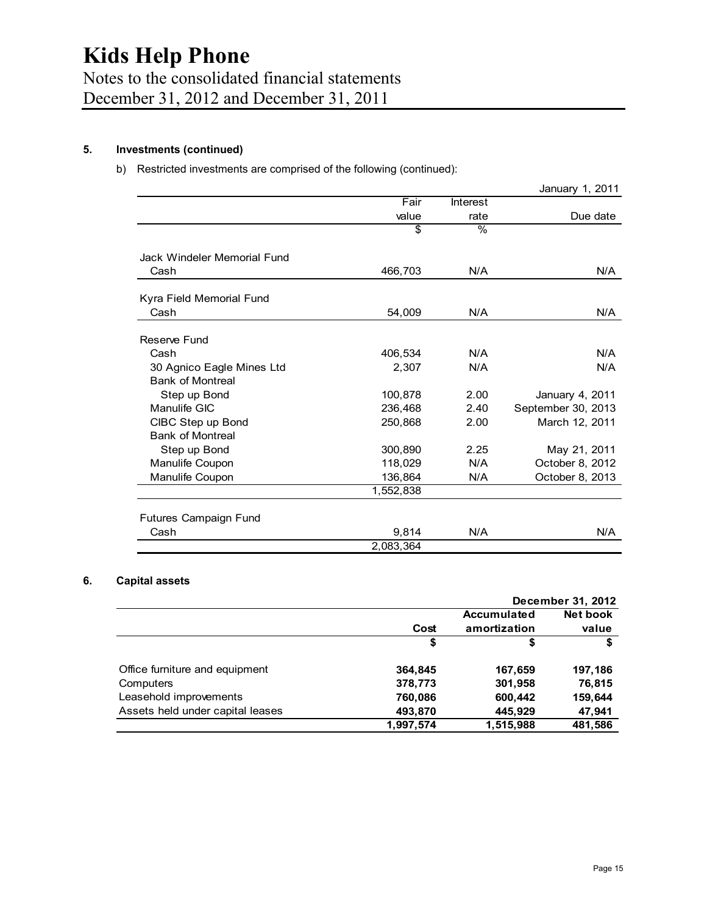### 5. Investments (continued)

b) Restricted investments are comprised of the following (continued):

| | | | January 1, 2011 |
|---|---|---|---|
| | Fair value | Interest rate | Due date |
| | $ | % | |
| Jack Windeler Memorial Fund | | | |
| Cash | 466,703 | N/A | N/A |
| Kyra Field Memorial Fund | | | |
| Cash | 54,009 | N/A | N/A |
| Reserve Fund | | | |
| Cash | 406,534 | N/A | N/A |
| 30 Agnico Eagle Mines Ltd | 2,307 | N/A | N/A |
| Bank of Montreal Step up Bond | 100,878 | 2.00 | January 4, 2011 |
| Manulife GIC | 236,468 | 2.40 | September 30, 2013 |
| CIBC Step up Bond | 250,868 | 2.00 | March 12, 2011 |
| Bank of Montreal Step up Bond | 300,890 | 2.25 | May 21, 2011 |
| Manulife Coupon | 118,029 | N/A | October 8, 2012 |
| Manulife Coupon | 136,864 | N/A | October 8, 2013 |
| | 1,552,838 | | |
| Futures Campaign Fund | | | |
| Cash | 9,814 | N/A | N/A |
| | 2,083,364 | | |

### 6. Capital assets

| | | | December 31, 2012 |
|---|---|---|---|
| | Cost | Accumulated amortization | Net book value |
| | $ | $ | $ |
| Office furniture and equipment | 364,845 | 167,659 | 197,186 |
| Computers | 378,773 | 301,958 | 76,815 |
| Leasehold improvements | 760,086 | 600,442 | 159,644 |
| Assets held under capital leases | 493,870 | 445,929 | 47,941 |
| | 1,997,574 | 1,515,988 | 481,586 |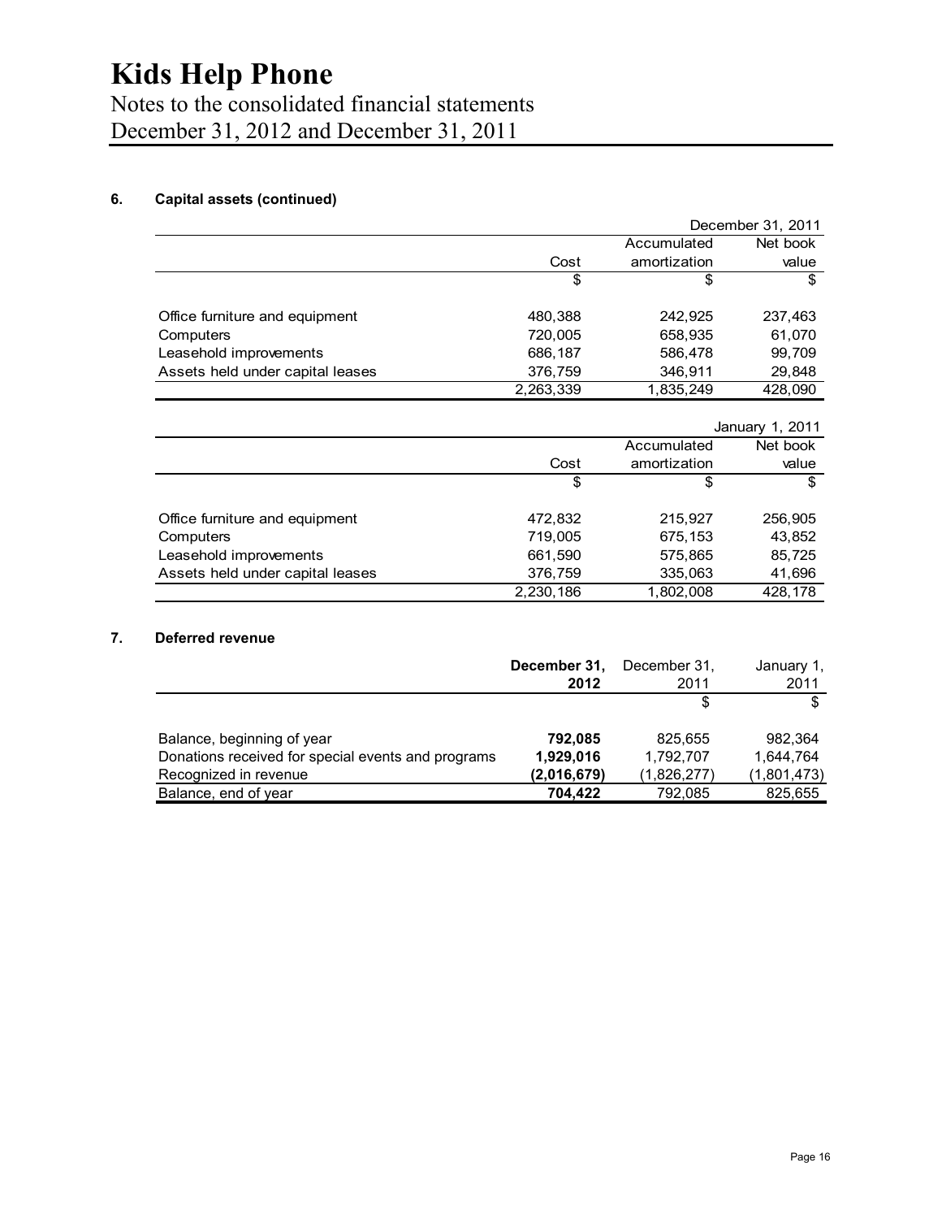# Kids Help Phone

Notes to the consolidated financial statements
December 31, 2012 and December 31, 2011

### 6. Capital assets (continued)

| | | | December 31, 2011 |
|---|---|---|---|
| | Cost | Accumulated amortization | Net book value |
| | $ | $ | $ |
| Office furniture and equipment | 480,388 | 242,925 | 237,463 |
| Computers | 720,005 | 658,935 | 61,070 |
| Leasehold improvements | 686,187 | 586,478 | 99,709 |
| Assets held under capital leases | 376,759 | 346,911 | 29,848 |
| | 2,263,339 | 1,835,249 | 428,090 |

| | | | January 1, 2011 |
|---|---|---|---|
| | Cost | Accumulated amortization | Net book value |
| | $ | $ | $ |
| Office furniture and equipment | 472,832 | 215,927 | 256,905 |
| Computers | 719,005 | 675,153 | 43,852 |
| Leasehold improvements | 661,590 | 575,865 | 85,725 |
| Assets held under capital leases | 376,759 | 335,063 | 41,696 |
| | 2,230,186 | 1,802,008 | 428,178 |

### 7. Deferred revenue

| | **December 31, 2012** | December 31, 2011 | January 1, 2011 |
|---|---|---|---|
| | | $ | $ |
| Balance, beginning of year | **792,085** | 825,655 | 982,364 |
| Donations received for special events and programs | **1,929,016** | 1,792,707 | 1,644,764 |
| Recognized in revenue | **(2,016,679)** | (1,826,277) | (1,801,473) |
| Balance, end of year | **704,422** | 792,085 | 825,655 |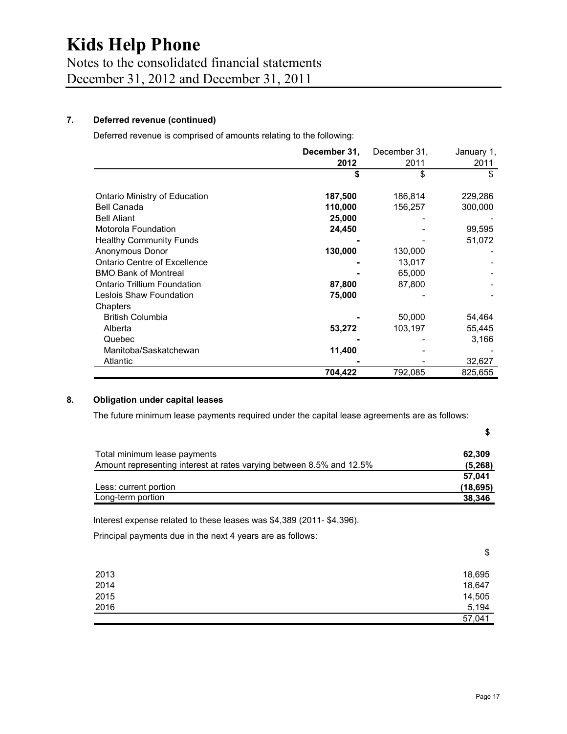# Kids Help Phone

Notes to the consolidated financial statements
December 31, 2012 and December 31, 2011

### 7. Deferred revenue (continued)

Deferred revenue is comprised of amounts relating to the following:

| | **December 31, 2012** | December 31, 2011 | January 1, 2011 |
|---|---|---|---|
| | **$** | $ | $ |
| Ontario Ministry of Education | **187,500** | 186,814 | 229,286 |
| Bell Canada | **110,000** | 156,257 | 300,000 |
| Bell Aliant | **25,000** | - | - |
| Motorola Foundation | **24,450** | - | 99,595 |
| Healthy Community Funds | **-** | - | 51,072 |
| Anonymous Donor | **130,000** | 130,000 | - |
| Ontario Centre of Excellence | **-** | 13,017 | - |
| BMO Bank of Montreal | **-** | 65,000 | - |
| Ontario Trillium Foundation | **87,800** | 87,800 | - |
| Leslois Shaw Foundation | **75,000** | - | - |
| Chapters | | | |
| British Columbia | **-** | 50,000 | 54,464 |
| Alberta | **53,272** | 103,197 | 55,445 |
| Quebec | **-** | - | 3,166 |
| Manitoba/Saskatchewan | **11,400** | - | - |
| Atlantic | **-** | - | 32,627 |
| | **704,422** | 792,085 | 825,655 |

### 8. Obligation under capital leases

The future minimum lease payments required under the capital lease agreements are as follows:

| | **$** |
|---|---|
| Total minimum lease payments | **62,309** |
| Amount representing interest at rates varying between 8.5% and 12.5% | **(5,268)** |
| | **57,041** |
| Less: current portion | **(18,695)** |
| Long-term portion | **38,346** |

Interest expense related to these leases was $4,389 (2011- $4,396).

Principal payments due in the next 4 years are as follows:

| | $ |
|---|---|
| 2013 | 18,695 |
| 2014 | 18,647 |
| 2015 | 14,505 |
| 2016 | 5,194 |
| | 57,041 |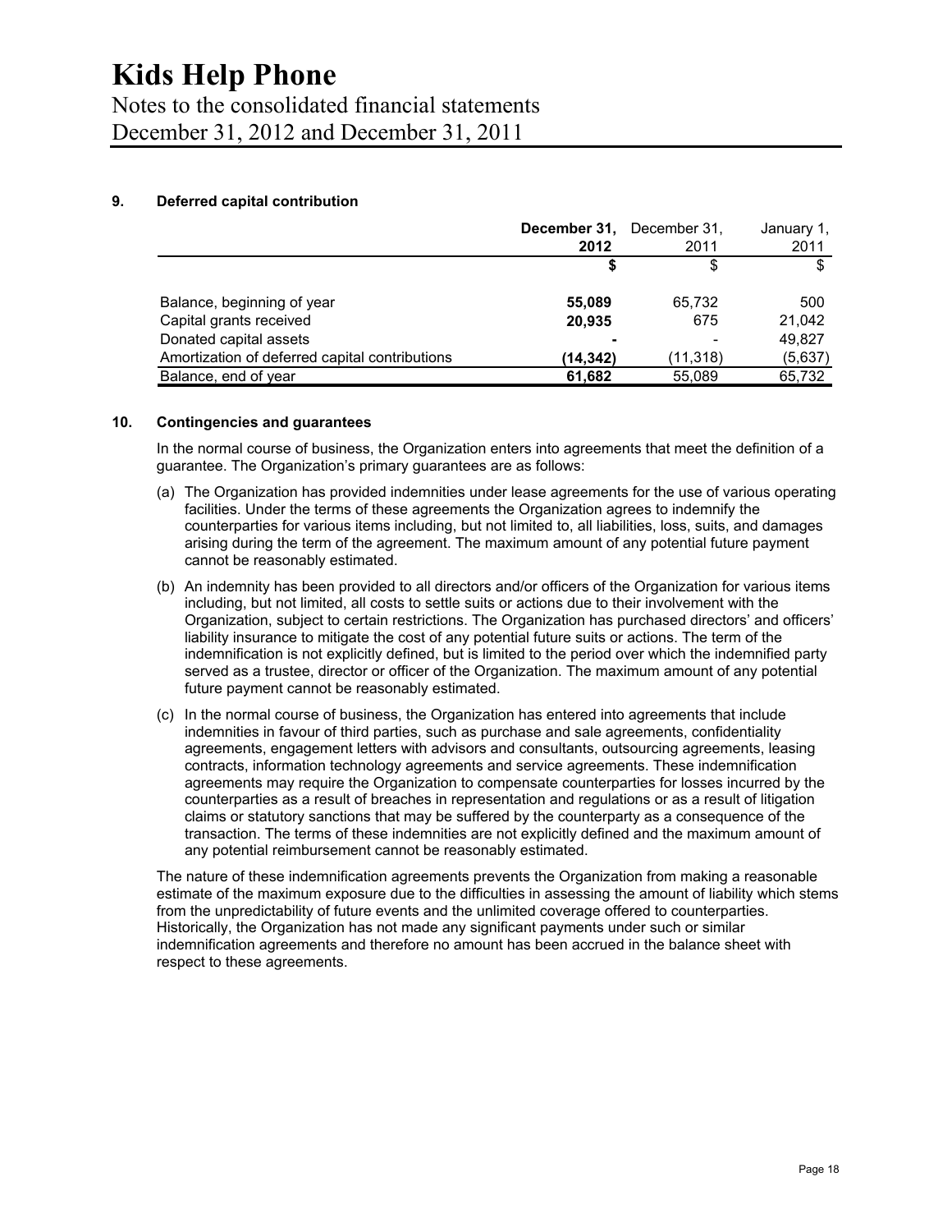# Kids Help Phone

Notes to the consolidated financial statements
December 31, 2012 and December 31, 2011

## 9. Deferred capital contribution

| | **December 31, 2012** | December 31, 2011 | January 1, 2011 |
|---|---|---|---|
| | **$** | $ | $ |
| Balance, beginning of year | **55,089** | 65,732 | 500 |
| Capital grants received | **20,935** | 675 | 21,042 |
| Donated capital assets | **-** | - | 49,827 |
| Amortization of deferred capital contributions | **(14,342)** | (11,318) | (5,637) |
| Balance, end of year | **61,682** | 55,089 | 65,732 |

## 10. Contingencies and guarantees

In the normal course of business, the Organization enters into agreements that meet the definition of a guarantee. The Organization's primary guarantees are as follows:

(a) The Organization has provided indemnities under lease agreements for the use of various operating facilities. Under the terms of these agreements the Organization agrees to indemnify the counterparties for various items including, but not limited to, all liabilities, loss, suits, and damages arising during the term of the agreement. The maximum amount of any potential future payment cannot be reasonably estimated.

(b) An indemnity has been provided to all directors and/or officers of the Organization for various items including, but not limited, all costs to settle suits or actions due to their involvement with the Organization, subject to certain restrictions. The Organization has purchased directors' and officers' liability insurance to mitigate the cost of any potential future suits or actions. The term of the indemnification is not explicitly defined, but is limited to the period over which the indemnified party served as a trustee, director or officer of the Organization. The maximum amount of any potential future payment cannot be reasonably estimated.

(c) In the normal course of business, the Organization has entered into agreements that include indemnities in favour of third parties, such as purchase and sale agreements, confidentiality agreements, engagement letters with advisors and consultants, outsourcing agreements, leasing contracts, information technology agreements and service agreements. These indemnification agreements may require the Organization to compensate counterparties for losses incurred by the counterparties as a result of breaches in representation and regulations or as a result of litigation claims or statutory sanctions that may be suffered by the counterparty as a consequence of the transaction. The terms of these indemnities are not explicitly defined and the maximum amount of any potential reimbursement cannot be reasonably estimated.

The nature of these indemnification agreements prevents the Organization from making a reasonable estimate of the maximum exposure due to the difficulties in assessing the amount of liability which stems from the unpredictability of future events and the unlimited coverage offered to counterparties. Historically, the Organization has not made any significant payments under such or similar indemnification agreements and therefore no amount has been accrued in the balance sheet with respect to these agreements.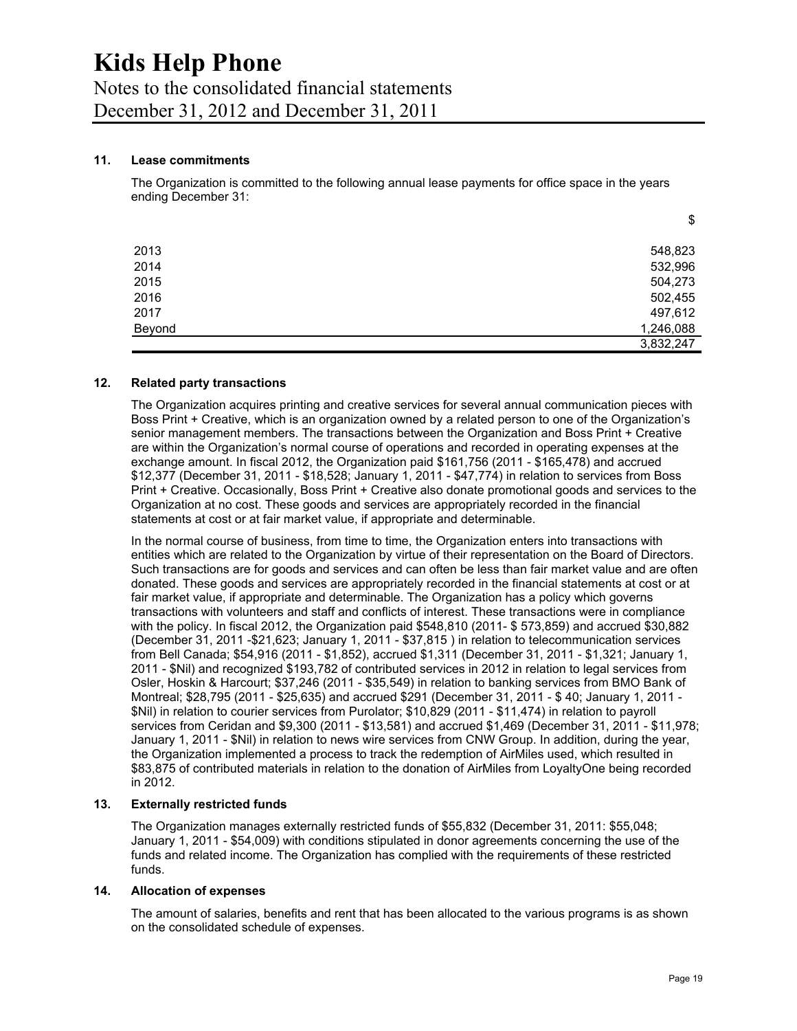# Kids Help Phone

Notes to the consolidated financial statements
December 31, 2012 and December 31, 2011

## 11. Lease commitments

The Organization is committed to the following annual lease payments for office space in the years ending December 31:

| | $ |
|---|---:|
| 2013 | 548,823 |
| 2014 | 532,996 |
| 2015 | 504,273 |
| 2016 | 502,455 |
| 2017 | 497,612 |
| Beyond | 1,246,088 |
| | 3,832,247 |

## 12. Related party transactions

The Organization acquires printing and creative services for several annual communication pieces with Boss Print + Creative, which is an organization owned by a related person to one of the Organization's senior management members. The transactions between the Organization and Boss Print + Creative are within the Organization's normal course of operations and recorded in operating expenses at the exchange amount. In fiscal 2012, the Organization paid $161,756 (2011 - $165,478) and accrued $12,377 (December 31, 2011 - $18,528; January 1, 2011 - $47,774) in relation to services from Boss Print + Creative. Occasionally, Boss Print + Creative also donate promotional goods and services to the Organization at no cost. These goods and services are appropriately recorded in the financial statements at cost or at fair market value, if appropriate and determinable.

In the normal course of business, from time to time, the Organization enters into transactions with entities which are related to the Organization by virtue of their representation on the Board of Directors. Such transactions are for goods and services and can often be less than fair market value and are often donated. These goods and services are appropriately recorded in the financial statements at cost or at fair market value, if appropriate and determinable. The Organization has a policy which governs transactions with volunteers and staff and conflicts of interest. These transactions were in compliance with the policy. In fiscal 2012, the Organization paid $548,810 (2011- $ 573,859) and accrued $30,882 (December 31, 2011 -$21,623; January 1, 2011 - $37,815 ) in relation to telecommunication services from Bell Canada; $54,916 (2011 - $1,852), accrued $1,311 (December 31, 2011 - $1,321; January 1, 2011 - $Nil) and recognized $193,782 of contributed services in 2012 in relation to legal services from Osler, Hoskin & Harcourt; $37,246 (2011 - $35,549) in relation to banking services from BMO Bank of Montreal; $28,795 (2011 - $25,635) and accrued $291 (December 31, 2011 - $ 40; January 1, 2011 - $Nil) in relation to courier services from Purolator; $10,829 (2011 - $11,474) in relation to payroll services from Ceridan and $9,300 (2011 - $13,581) and accrued $1,469 (December 31, 2011 - $11,978; January 1, 2011 - $Nil) in relation to news wire services from CNW Group. In addition, during the year, the Organization implemented a process to track the redemption of AirMiles used, which resulted in $83,875 of contributed materials in relation to the donation of AirMiles from LoyaltyOne being recorded in 2012.

## 13. Externally restricted funds

The Organization manages externally restricted funds of $55,832 (December 31, 2011: $55,048; January 1, 2011 - $54,009) with conditions stipulated in donor agreements concerning the use of the funds and related income. The Organization has complied with the requirements of these restricted funds.

## 14. Allocation of expenses

The amount of salaries, benefits and rent that has been allocated to the various programs is as shown on the consolidated schedule of expenses.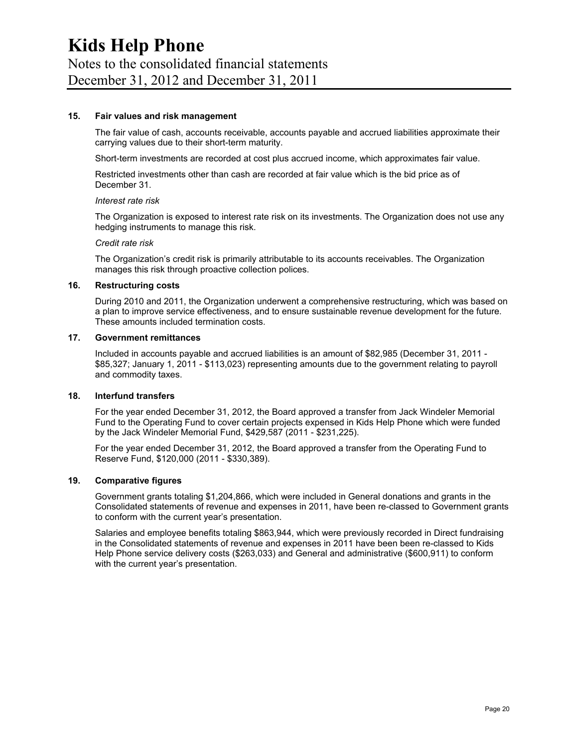## 15. Fair values and risk management

The fair value of cash, accounts receivable, accounts payable and accrued liabilities approximate their carrying values due to their short-term maturity.

Short-term investments are recorded at cost plus accrued income, which approximates fair value.

Restricted investments other than cash are recorded at fair value which is the bid price as of December 31.

*Interest rate risk*

The Organization is exposed to interest rate risk on its investments. The Organization does not use any hedging instruments to manage this risk.

*Credit rate risk*

The Organization's credit risk is primarily attributable to its accounts receivables. The Organization manages this risk through proactive collection polices.

## 16. Restructuring costs

During 2010 and 2011, the Organization underwent a comprehensive restructuring, which was based on a plan to improve service effectiveness, and to ensure sustainable revenue development for the future. These amounts included termination costs.

## 17. Government remittances

Included in accounts payable and accrued liabilities is an amount of $82,985 (December 31, 2011 - $85,327; January 1, 2011 - $113,023) representing amounts due to the government relating to payroll and commodity taxes.

## 18. Interfund transfers

For the year ended December 31, 2012, the Board approved a transfer from Jack Windeler Memorial Fund to the Operating Fund to cover certain projects expensed in Kids Help Phone which were funded by the Jack Windeler Memorial Fund, $429,587 (2011 - $231,225).

For the year ended December 31, 2012, the Board approved a transfer from the Operating Fund to Reserve Fund, $120,000 (2011 - $330,389).

## 19. Comparative figures

Government grants totaling $1,204,866, which were included in General donations and grants in the Consolidated statements of revenue and expenses in 2011, have been re-classed to Government grants to conform with the current year's presentation.

Salaries and employee benefits totaling $863,944, which were previously recorded in Direct fundraising in the Consolidated statements of revenue and expenses in 2011 have been been re-classed to Kids Help Phone service delivery costs ($263,033) and General and administrative ($600,911) to conform with the current year's presentation.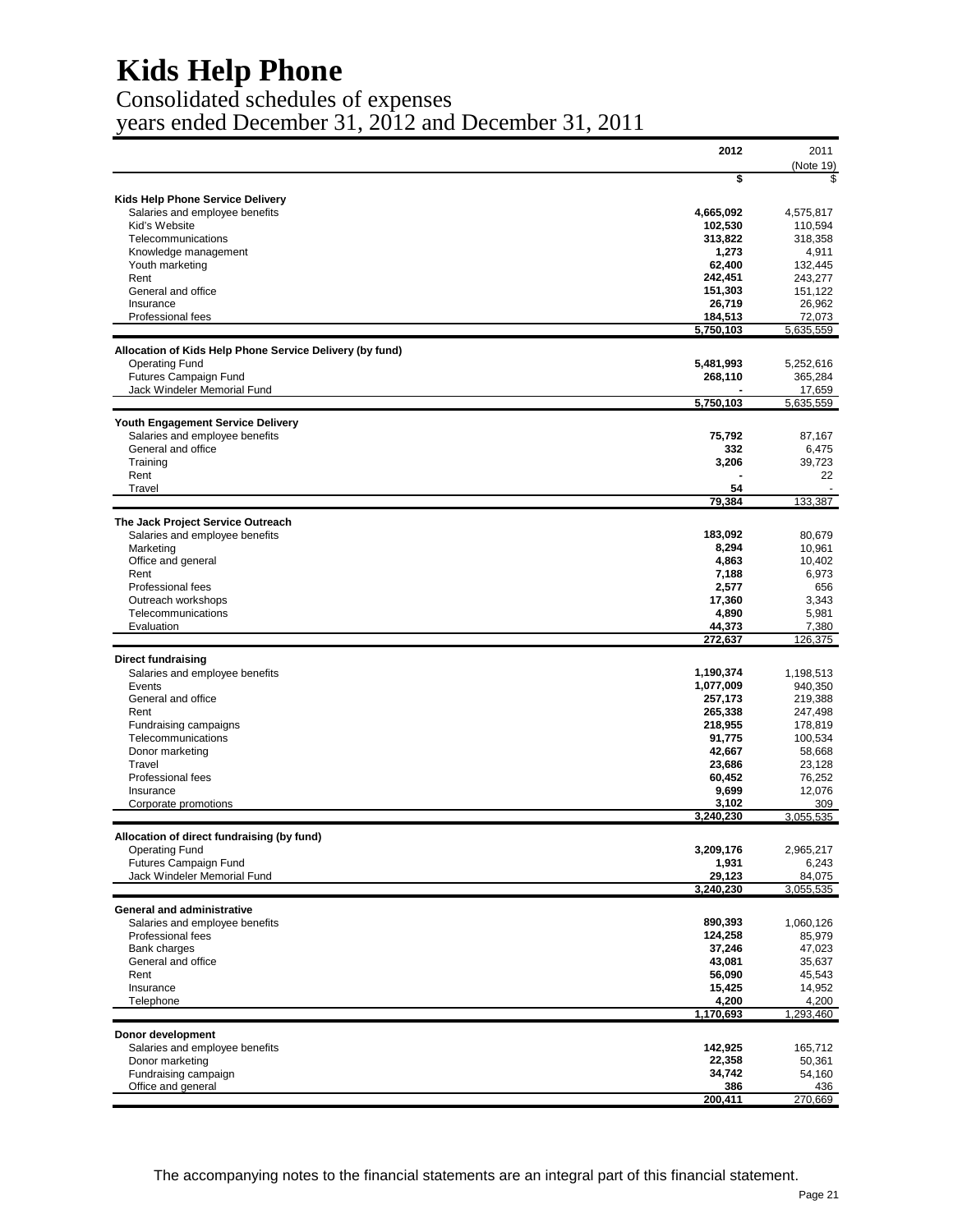# Kids Help Phone

## Consolidated schedules of expenses

## years ended December 31, 2012 and December 31, 2011

| | 2012 | 2011 (Note 19) |
|---|---|---|
| | $ | $ |
| **Kids Help Phone Service Delivery** | | |
| Salaries and employee benefits | 4,665,092 | 4,575,817 |
| Kid's Website | 102,530 | 110,594 |
| Telecommunications | 313,822 | 318,358 |
| Knowledge management | 1,273 | 4,911 |
| Youth marketing | 62,400 | 132,445 |
| Rent | 242,451 | 243,277 |
| General and office | 151,303 | 151,122 |
| Insurance | 26,719 | 26,962 |
| Professional fees | 184,513 | 72,073 |
| | 5,750,103 | 5,635,559 |
| **Allocation of Kids Help Phone Service Delivery (by fund)** | | |
| Operating Fund | 5,481,993 | 5,252,616 |
| Futures Campaign Fund | 268,110 | 365,284 |
| Jack Windeler Memorial Fund | - | 17,659 |
| | 5,750,103 | 5,635,559 |
| **Youth Engagement Service Delivery** | | |
| Salaries and employee benefits | 75,792 | 87,167 |
| General and office | 332 | 6,475 |
| Training | 3,206 | 39,723 |
| Rent | - | 22 |
| Travel | 54 | - |
| | 79,384 | 133,387 |
| **The Jack Project Service Outreach** | | |
| Salaries and employee benefits | 183,092 | 80,679 |
| Marketing | 8,294 | 10,961 |
| Office and general | 4,863 | 10,402 |
| Rent | 7,188 | 6,973 |
| Professional fees | 2,577 | 656 |
| Outreach workshops | 17,360 | 3,343 |
| Telecommunications | 4,890 | 5,981 |
| Evaluation | 44,373 | 7,380 |
| | 272,637 | 126,375 |
| **Direct fundraising** | | |
| Salaries and employee benefits | 1,190,374 | 1,198,513 |
| Events | 1,077,009 | 940,350 |
| General and office | 257,173 | 219,388 |
| Rent | 265,338 | 247,498 |
| Fundraising campaigns | 218,955 | 178,819 |
| Telecommunications | 91,775 | 100,534 |
| Donor marketing | 42,667 | 58,668 |
| Travel | 23,686 | 23,128 |
| Professional fees | 60,452 | 76,252 |
| Insurance | 9,699 | 12,076 |
| Corporate promotions | 3,102 | 309 |
| | 3,240,230 | 3,055,535 |
| **Allocation of direct fundraising (by fund)** | | |
| Operating Fund | 3,209,176 | 2,965,217 |
| Futures Campaign Fund | 1,931 | 6,243 |
| Jack Windeler Memorial Fund | 29,123 | 84,075 |
| | 3,240,230 | 3,055,535 |
| **General and administrative** | | |
| Salaries and employee benefits | 890,393 | 1,060,126 |
| Professional fees | 124,258 | 85,979 |
| Bank charges | 37,246 | 47,023 |
| General and office | 43,081 | 35,637 |
| Rent | 56,090 | 45,543 |
| Insurance | 15,425 | 14,952 |
| Telephone | 4,200 | 4,200 |
| | 1,170,693 | 1,293,460 |
| **Donor development** | | |
| Salaries and employee benefits | 142,925 | 165,712 |
| Donor marketing | 22,358 | 50,361 |
| Fundraising campaign | 34,742 | 54,160 |
| Office and general | 386 | 436 |
| | 200,411 | 270,669 |

The accompanying notes to the financial statements are an integral part of this financial statement.